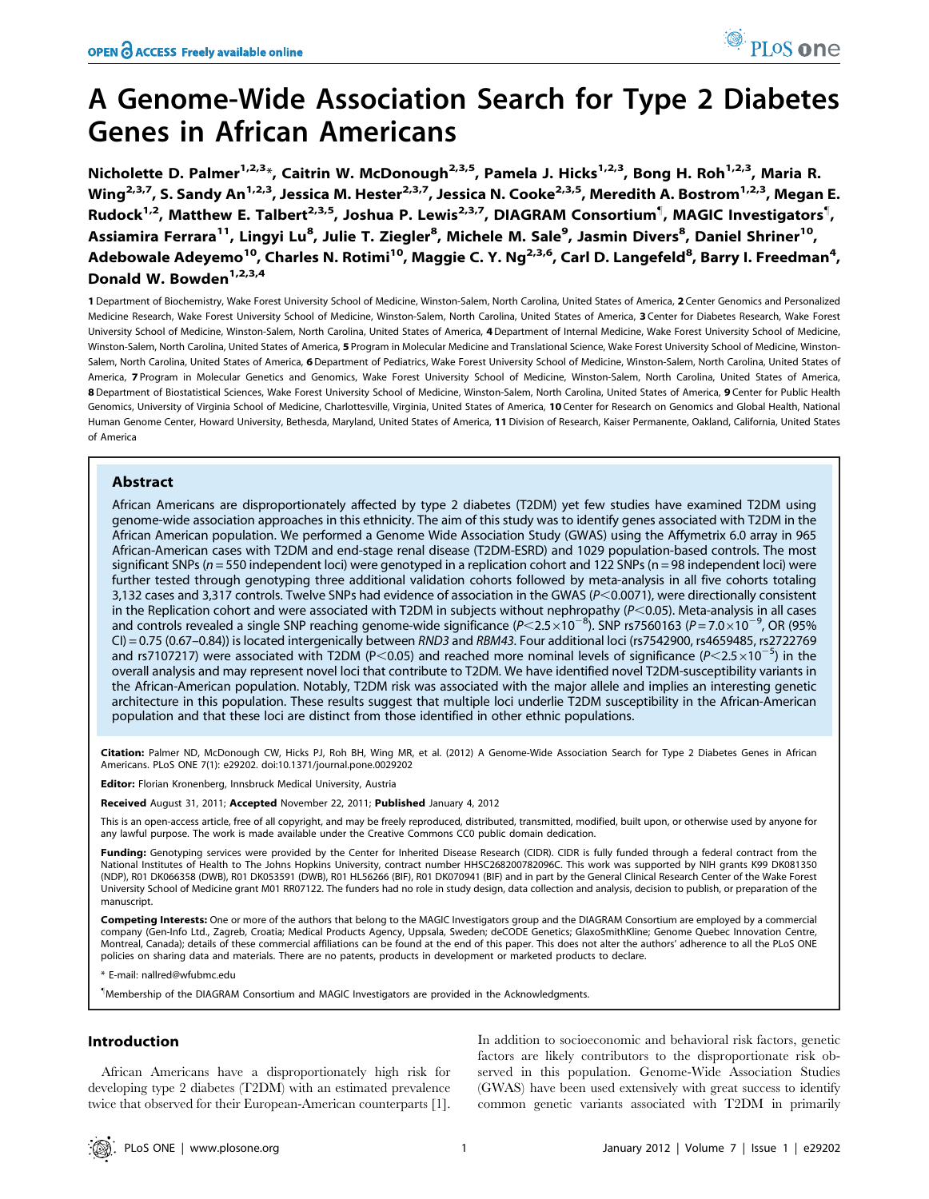# A Genome-Wide Association Search for Type 2 Diabetes Genes in African Americans

**Nicholette D. Palmer[1,2,3]*, Caitrin W. McDonough[2,3,5], Pamela J. Hicks[1,2,3], Bong H. Roh[1,2,3], Maria R. Wing[2,3,7], S. Sandy An[1,2,3], Jessica M. Hester[2,3,7], Jessica N. Cooke[2,3,5], Meredith A. Bostrom[1,2,3], Megan E. Rudock[1,2], Matthew E. Talbert[2,3,5], Joshua P. Lewis[2,3,7], DIAGRAM Consortium[¶], MAGIC Investigators[¶], Assiamira Ferrara[11], Lingyi Lu[8], Julie T. Ziegler[8], Michele M. Sale[9], Jasmin Divers[8], Daniel Shriner[10], Adebowale Adeyemo[10], Charles N. Rotimi[10], Maggie C. Y. Ng[2,3,6], Carl D. Langefeld[8], Barry I. Freedman[4], Donald W. Bowden[1,2,3,4]**

1 Department of Biochemistry, Wake Forest University School of Medicine, Winston-Salem, North Carolina, United States of America, 2 Center Genomics and Personalized Medicine Research, Wake Forest University School of Medicine, Winston-Salem, North Carolina, United States of America, 3 Center for Diabetes Research, Wake Forest University School of Medicine, Winston-Salem, North Carolina, United States of America, 4 Department of Internal Medicine, Wake Forest University School of Medicine, Winston-Salem, North Carolina, United States of America, 5 Program in Molecular Medicine and Translational Science, Wake Forest University School of Medicine, Winston-Salem, North Carolina, United States of America, 6 Department of Pediatrics, Wake Forest University School of Medicine, Winston-Salem, North Carolina, United States of America, 7 Program in Molecular Genetics and Genomics, Wake Forest University School of Medicine, Winston-Salem, North Carolina, United States of America, 8 Department of Biostatistical Sciences, Wake Forest University School of Medicine, Winston-Salem, North Carolina, United States of America, 9 Center for Public Health Genomics, University of Virginia School of Medicine, Charlottesville, Virginia, United States of America, 10 Center for Research on Genomics and Global Health, National Human Genome Center, Howard University, Bethesda, Maryland, United States of America, 11 Division of Research, Kaiser Permanente, Oakland, California, United States of America

## Abstract

African Americans are disproportionately affected by type 2 diabetes (T2DM) yet few studies have examined T2DM using genome-wide association approaches in this ethnicity. The aim of this study was to identify genes associated with T2DM in the African American population. We performed a Genome Wide Association Study (GWAS) using the Affymetrix 6.0 array in 965 African-American cases with T2DM and end-stage renal disease (T2DM-ESRD) and 1029 population-based controls. The most significant SNPs ($n = 550$ independent loci) were genotyped in a replication cohort and 122 SNPs ($n = 98$ independent loci) were further tested through genotyping three additional validation cohorts followed by meta-analysis in all five cohorts totaling 3,132 cases and 3,317 controls. Twelve SNPs had evidence of association in the GWAS ($P<0.0071$), were directionally consistent in the Replication cohort and were associated with T2DM in subjects without nephropathy ($P<0.05$). Meta-analysis in all cases and controls revealed a single SNP reaching genome-wide significance ($P<2.5\times10^{-8}$). SNP rs7560163 ($P = 7.0\times10^{-9}$, OR (95% CI) = 0.75 (0.67–0.84)) is located intergenically between *RND3* and *RBM43*. Four additional loci (rs7542900, rs4659485, rs2722769 and rs7107217) were associated with T2DM ($P<0.05$) and reached more nominal levels of significance ($P<2.5\times10^{-5}$) in the overall analysis and may represent novel loci that contribute to T2DM. We have identified novel T2DM-susceptibility variants in the African-American population. Notably, T2DM risk was associated with the major allele and implies an interesting genetic architecture in this population. These results suggest that multiple loci underlie T2DM susceptibility in the African-American population and that these loci are distinct from those identified in other ethnic populations.

**Citation:** Palmer ND, McDonough CW, Hicks PJ, Roh BH, Wing MR, et al. (2012) A Genome-Wide Association Search for Type 2 Diabetes Genes in African Americans. PLoS ONE 7(1): e29202. doi:10.1371/journal.pone.0029202

**Editor:** Florian Kronenberg, Innsbruck Medical University, Austria

**Received** August 31, 2011; **Accepted** November 22, 2011; **Published** January 4, 2012

This is an open-access article, free of all copyright, and may be freely reproduced, distributed, transmitted, modified, built upon, or otherwise used by anyone for any lawful purpose. The work is made available under the Creative Commons CC0 public domain dedication.

**Funding:** Genotyping services were provided by the Center for Inherited Disease Research (CIDR). CIDR is fully funded through a federal contract from the National Institutes of Health to The Johns Hopkins University, contract number HHSC268200782096C. This work was supported by NIH grants K99 DK081350 (NDP), R01 DK066358 (DWB), R01 DK053591 (DWB), R01 HL56266 (BIF), R01 DK070941 (BIF) and in part by the General Clinical Research Center of the Wake Forest University School of Medicine grant M01 RR07122. The funders had no role in study design, data collection and analysis, decision to publish, or preparation of the manuscript.

**Competing Interests:** One or more of the authors that belong to the MAGIC Investigators group and the DIAGRAM Consortium are employed by a commercial company (Gen-Info Ltd., Zagreb, Croatia; Medical Products Agency, Uppsala, Sweden; deCODE Genetics; GlaxoSmithKline; Genome Quebec Innovation Centre, Montreal, Canada); details of these commercial affiliations can be found at the end of this paper. This does not alter the authors' adherence to all the PLoS ONE policies on sharing data and materials. There are no patents, products in development or marketed products to declare.

\* E-mail: nallred@wfubmc.edu

¶ Membership of the DIAGRAM Consortium and MAGIC Investigators are provided in the Acknowledgments.

## Introduction

African Americans have a disproportionately high risk for developing type 2 diabetes (T2DM) with an estimated prevalence twice that observed for their European-American counterparts [1]. In addition to socioeconomic and behavioral risk factors, genetic factors are likely contributors to the disproportionate risk observed in this population. Genome-Wide Association Studies (GWAS) have been used extensively with great success to identify common genetic variants associated with T2DM in primarily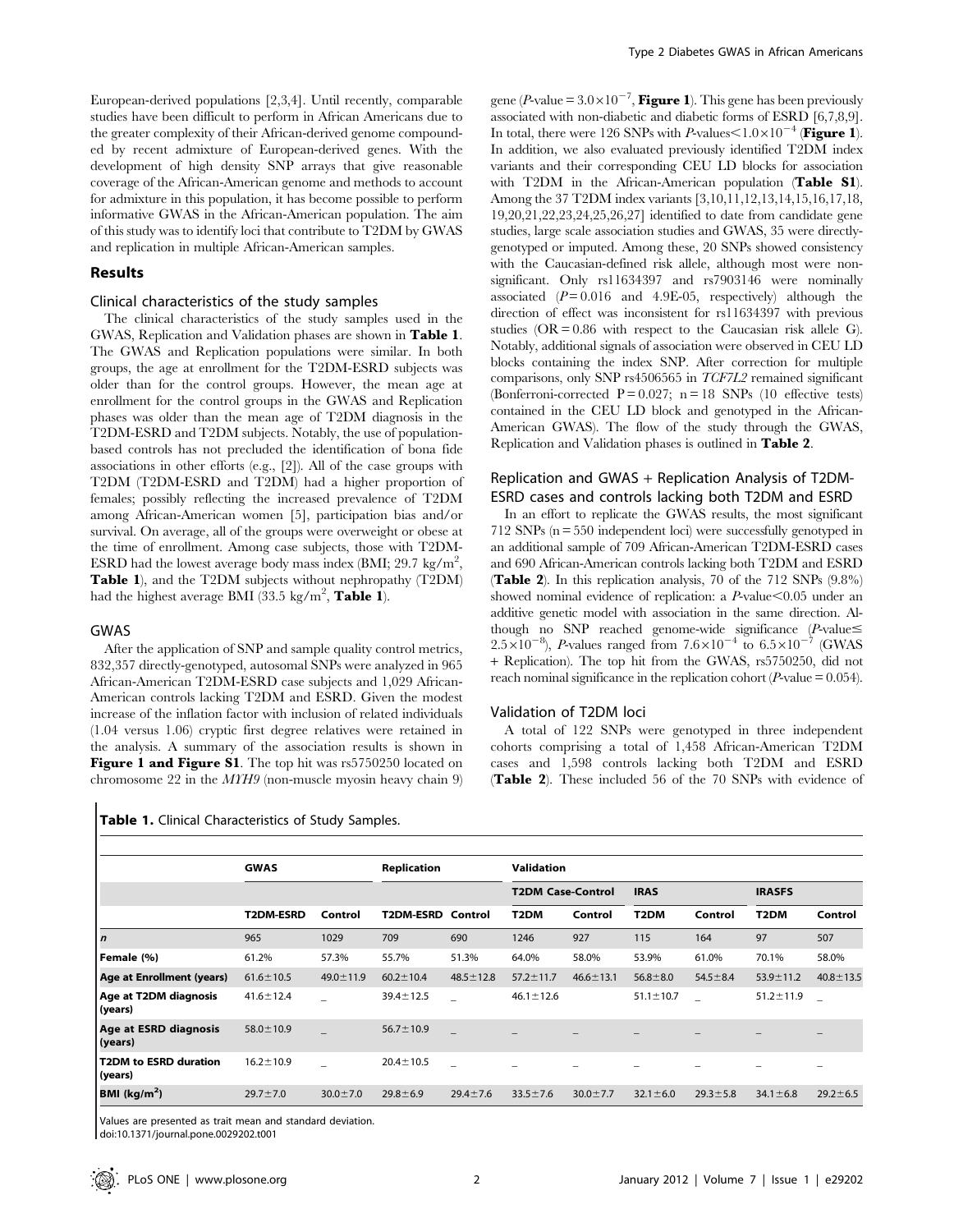European-derived populations [2,3,4]. Until recently, comparable studies have been difficult to perform in African Americans due to the greater complexity of their African-derived genome compounded by recent admixture of European-derived genes. With the development of high density SNP arrays that give reasonable coverage of the African-American genome and methods to account for admixture in this population, it has become possible to perform informative GWAS in the African-American population. The aim of this study was to identify loci that contribute to T2DM by GWAS and replication in multiple African-American samples.

## Results

### Clinical characteristics of the study samples

The clinical characteristics of the study samples used in the GWAS, Replication and Validation phases are shown in **Table 1**. The GWAS and Replication populations were similar. In both groups, the age at enrollment for the T2DM-ESRD subjects was older than for the control groups. However, the mean age at enrollment for the control groups in the GWAS and Replication phases was older than the mean age of T2DM diagnosis in the T2DM-ESRD and T2DM subjects. Notably, the use of population-based controls has not precluded the identification of bona fide associations in other efforts (e.g., [2]). All of the case groups with T2DM (T2DM-ESRD and T2DM) had a higher proportion of females; possibly reflecting the increased prevalence of T2DM among African-American women [5], participation bias and/or survival. On average, all of the groups were overweight or obese at the time of enrollment. Among case subjects, those with T2DM-ESRD had the lowest average body mass index (BMI; 29.7 $kg/m^2$, **Table 1**), and the T2DM subjects without nephropathy (T2DM) had the highest average BMI (33.5 $kg/m^2$, **Table 1**).

### GWAS

After the application of SNP and sample quality control metrics, 832,357 directly-genotyped, autosomal SNPs were analyzed in 965 African-American T2DM-ESRD case subjects and 1,029 African-American controls lacking T2DM and ESRD. Given the modest increase of the inflation factor with inclusion of related individuals (1.04 versus 1.06) cryptic first degree relatives were retained in the analysis. A summary of the association results is shown in **Figure 1 and Figure S1**. The top hit was rs5750250 located on chromosome 22 in the *MYH9* (non-muscle myosin heavy chain 9) gene ($P$-value $= 3.0\times10^{-7}$, **Figure 1**). This gene has been previously associated with non-diabetic and diabetic forms of ESRD [6,7,8,9]. In total, there were 126 SNPs with $P$-values $<1.0\times10^{-4}$ (**Figure 1**). In addition, we also evaluated previously identified T2DM index variants and their corresponding CEU LD blocks for association with T2DM in the African-American population (**Table S1**). Among the 37 T2DM index variants [3,10,11,12,13,14,15,16,17,18,19,20,21,22,23,24,25,26,27] identified to date from candidate gene studies, large scale association studies and GWAS, 35 were directly-genotyped or imputed. Among these, 20 SNPs showed consistency with the Caucasian-defined risk allele, although most were non-significant. Only rs11634397 and rs7903146 were nominally associated ($P = 0.016$ and 4.9E-05, respectively) although the direction of effect was inconsistent for rs11634397 with previous studies (OR = 0.86 with respect to the Caucasian risk allele G). Notably, additional signals of association were observed in CEU LD blocks containing the index SNP. After correction for multiple comparisons, only SNP rs4506565 in *TCF7L2* remained significant (Bonferroni-corrected $P = 0.027$; n = 18 SNPs (10 effective tests) contained in the CEU LD block and genotyped in the African-American GWAS). The flow of the study through the GWAS, Replication and Validation phases is outlined in **Table 2**.

### Replication and GWAS + Replication Analysis of T2DM-ESRD cases and controls lacking both T2DM and ESRD

In an effort to replicate the GWAS results, the most significant 712 SNPs (n = 550 independent loci) were successfully genotyped in an additional sample of 709 African-American T2DM-ESRD cases and 690 African-American controls lacking both T2DM and ESRD (**Table 2**). In this replication analysis, 70 of the 712 SNPs (9.8%) showed nominal evidence of replication: a $P$-value $<0.05$ under an additive genetic model with association in the same direction. Although no SNP reached genome-wide significance ($P$-value $\leq 2.5\times10^{-8}$), $P$-values ranged from $7.6\times10^{-4}$ to $6.5\times10^{-7}$ (GWAS + Replication). The top hit from the GWAS, rs5750250, did not reach nominal significance in the replication cohort ($P$-value = 0.054).

### Validation of T2DM loci

A total of 122 SNPs were genotyped in three independent cohorts comprising a total of 1,458 African-American T2DM cases and 1,598 controls lacking both T2DM and ESRD (**Table 2**). These included 56 of the 70 SNPs with evidence of

**Table 1.** Clinical Characteristics of Study Samples.

| | GWAS | | Replication | | Validation | | | | | |
|---|---|---|---|---|---|---|---|---|---|---|
| | | | | | T2DM Case-Control | | IRAS | | IRASFS | |
| | T2DM-ESRD | Control | T2DM-ESRD | Control | T2DM | Control | T2DM | Control | T2DM | Control |
| ***n*** | 965 | 1029 | 709 | 690 | 1246 | 927 | 115 | 164 | 97 | 507 |
| **Female (%)** | 61.2% | 57.3% | 55.7% | 51.3% | 64.0% | 58.0% | 53.9% | 61.0% | 70.1% | 58.0% |
| **Age at Enrollment (years)** | 61.6±10.5 | 49.0±11.9 | 60.2±10.4 | 48.5±12.8 | 57.2±11.7 | 46.6±13.1 | 56.8±8.0 | 54.5±8.4 | 53.9±11.2 | 40.8±13.5 |
| **Age at T2DM diagnosis (years)** | 41.6±12.4 | – | 39.4±12.5 | – | 46.1±12.6 | | 51.1±10.7 | – | 51.2±11.9 | – |
| **Age at ESRD diagnosis (years)** | 58.0±10.9 | – | 56.7±10.9 | – | – | – | – | – | – | – |
| **T2DM to ESRD duration (years)** | 16.2±10.9 | – | 20.4±10.5 | – | – | – | – | – | – | – |
| **BMI ($kg/m^2$)** | 29.7±7.0 | 30.0±7.0 | 29.8±6.9 | 29.4±7.6 | 33.5±7.6 | 30.0±7.7 | 32.1±6.0 | 29.3±5.8 | 34.1±6.8 | 29.2±6.5 |

Values are presented as trait mean and standard deviation.
doi:10.1371/journal.pone.0029202.t001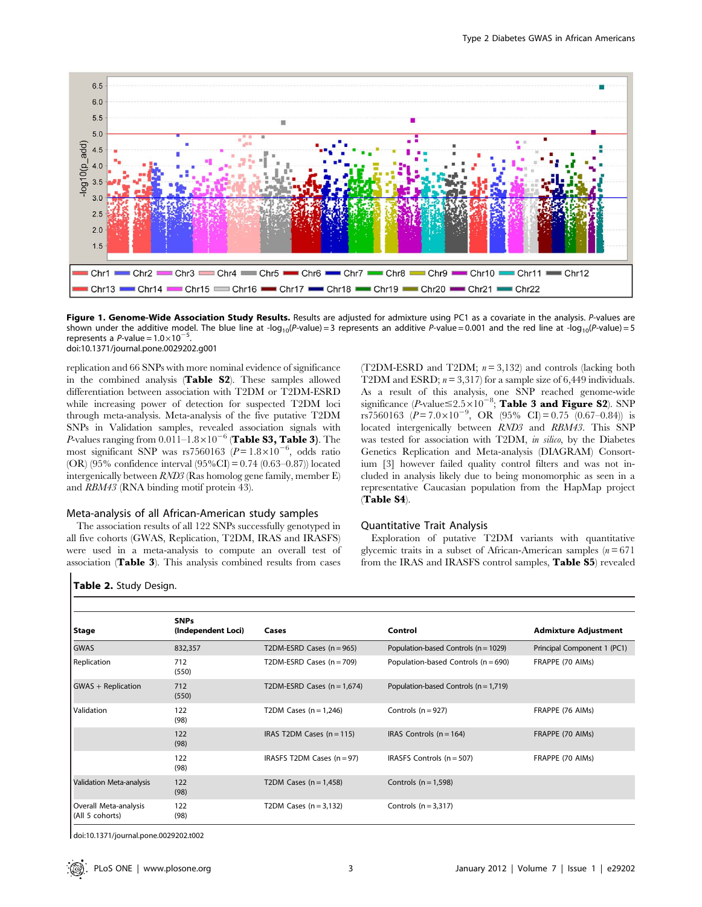**Figure 1. Genome-Wide Association Study Results.** Results are adjusted for admixture using PC1 as a covariate in the analysis. *P*-values are shown under the additive model. The blue line at -$\log_{10}$(*P*-value) = 3 represents an additive *P*-value = 0.001 and the red line at -$\log_{10}$(*P*-value) = 5 represents a *P*-value = $1.0 \times 10^{-5}$.
doi:10.1371/journal.pone.0029202.g001

replication and 66 SNPs with more nominal evidence of significance in the combined analysis (**Table S2**). These samples allowed differentiation between association with T2DM or T2DM-ESRD while increasing power of detection for suspected T2DM loci through meta-analysis. Meta-analysis of the five putative T2DM SNPs in Validation samples, revealed association signals with *P*-values ranging from $0.011$–$1.8 \times 10^{-6}$ (**Table S3, Table 3**). The most significant SNP was rs7560163 ($P = 1.8 \times 10^{-6}$, odds ratio (OR) (95% confidence interval (95%CI) = 0.74 (0.63–0.87)) located intergenically between *RND3* (Ras homolog gene family, member E) and *RBM43* (RNA binding motif protein 43).

## Meta-analysis of all African-American study samples

The association results of all 122 SNPs successfully genotyped in all five cohorts (GWAS, Replication, T2DM, IRAS and IRASFS) were used in a meta-analysis to compute an overall test of association (**Table 3**). This analysis combined results from cases (T2DM-ESRD and T2DM; $n = 3{,}132$) and controls (lacking both T2DM and ESRD; $n = 3{,}317$) for a sample size of 6,449 individuals. As a result of this analysis, one SNP reached genome-wide significance ($P$-value$\leq 2.5 \times 10^{-8}$; **Table 3 and Figure S2**). SNP rs7560163 ($P = 7.0 \times 10^{-9}$, OR (95% CI) = 0.75 (0.67–0.84)) is located intergenically between *RND3* and *RBM43*. This SNP was tested for association with T2DM, *in silico*, by the Diabetes Genetics Replication and Meta-analysis (DIAGRAM) Consortium [3] however failed quality control filters and was not included in analysis likely due to being monomorphic as seen in a representative Caucasian population from the HapMap project (**Table S4**).

## Quantitative Trait Analysis

Exploration of putative T2DM variants with quantitative glycemic traits in a subset of African-American samples ($n = 671$ from the IRAS and IRASFS control samples, **Table S5**) revealed

**Table 2.** Study Design.

| Stage | SNPs (Independent Loci) | Cases | Control | Admixture Adjustment |
|---|---|---|---|---|
| GWAS | 832,357 | T2DM-ESRD Cases (n = 965) | Population-based Controls (n = 1029) | Principal Component 1 (PC1) |
| Replication | 712 (550) | T2DM-ESRD Cases (n = 709) | Population-based Controls (n = 690) | FRAPPE (70 AIMs) |
| GWAS + Replication | 712 (550) | T2DM-ESRD Cases (n = 1,674) | Population-based Controls (n = 1,719) | |
| Validation | 122 (98) | T2DM Cases (n = 1,246) | Controls (n = 927) | FRAPPE (76 AIMs) |
| | 122 (98) | IRAS T2DM Cases (n = 115) | IRAS Controls (n = 164) | FRAPPE (70 AIMs) |
| | 122 (98) | IRASFS T2DM Cases (n = 97) | IRASFS Controls (n = 507) | FRAPPE (70 AIMs) |
| Validation Meta-analysis | 122 (98) | T2DM Cases (n = 1,458) | Controls (n = 1,598) | |
| Overall Meta-analysis (All 5 cohorts) | 122 (98) | T2DM Cases (n = 3,132) | Controls (n = 3,317) | |

doi:10.1371/journal.pone.0029202.t002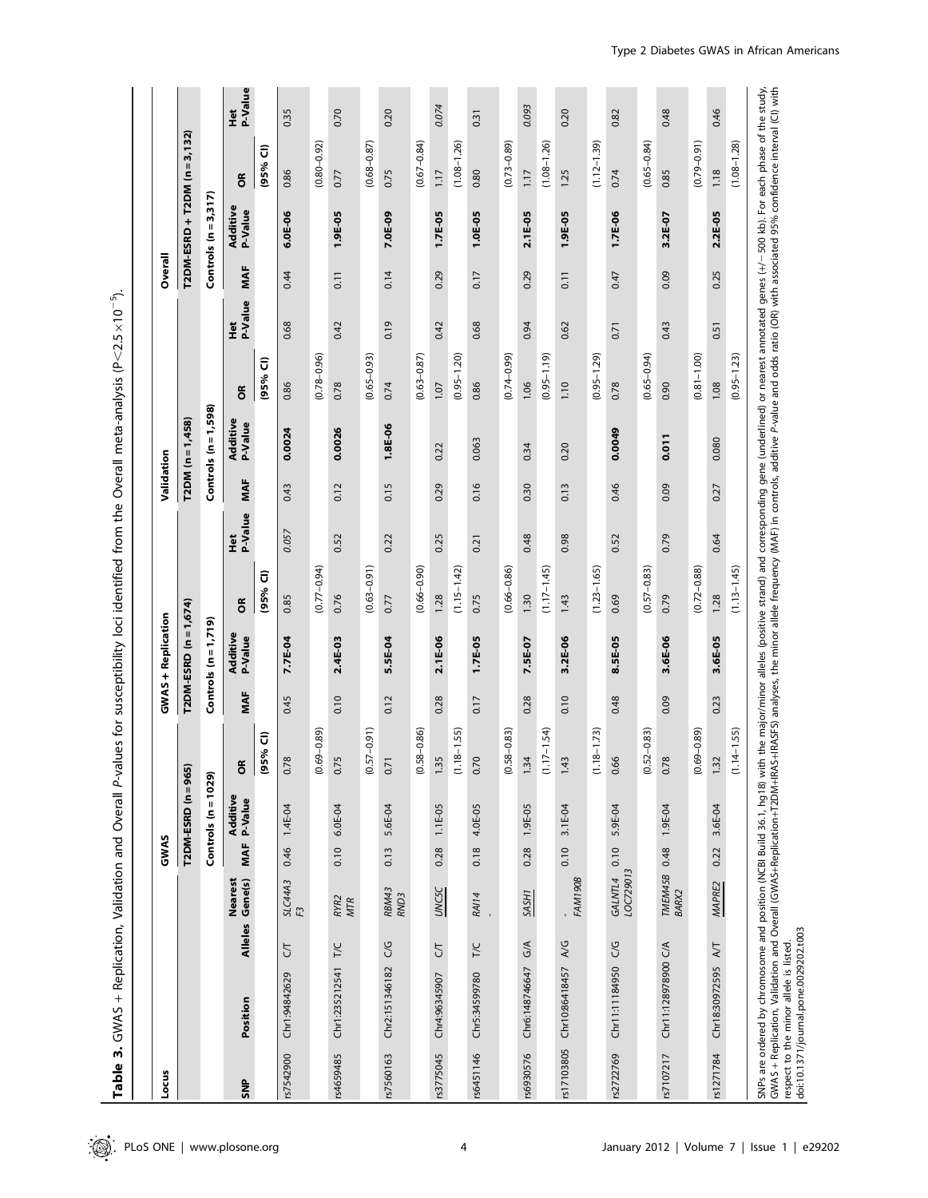**Table 3.** GWAS + Replication, Validation and Overall *P*-values for susceptibility loci identified from the Overall meta-analysis ($P<2.5\times10^{-5}$).

| Locus | | | | GWAS | | | GWAS + Replication | | | | Validation | | | | Overall | | | |
|---|---|---|---|---|---|---|---|---|---|---|---|---|---|---|---|---|---|---|
| | | | | T2DM-ESRD (n = 965) | | | T2DM-ESRD (n = 1,674) | | | | T2DM (n = 1,458) | | | | T2DM-ESRD + T2DM (n = 3,132) | | | |
| | | | | Controls (n = 1029) | | | Controls (n = 1,719) | | | | Controls (n = 1,598) | | | | Controls (n = 3,317) | | | |
| SNP | Position | Alleles | Nearest Gene(s) | MAF | Additive P-Value | OR (95% CI) | MAF | Additive P-Value | OR (95% CI) | Het P-Value | MAF | Additive P-Value | OR (95% CI) | Het P-Value | MAF | Additive P-Value | OR (95% CI) | Het P-Value |
| rs7542900 | Chr1:94842629 | C/T | *SLC44A3* *F3* | 0.46 | 1.4E-04 | 0.78 (0.69–0.89) | 0.45 | **7.7E-04** | 0.85 (0.77–0.94) | *0.057* | 0.43 | **0.0024** | 0.86 (0.78–0.96) | 0.68 | 0.44 | **6.0E-06** | 0.86 (0.80–0.92) | 0.35 |
| rs4659485 | Chr1:235212541 | T/C | *RYR2* *MTR* | 0.10 | 6.0E-04 | 0.75 (0.57–0.91) | 0.10 | **2.4E-03** | 0.76 (0.63–0.91) | 0.52 | 0.12 | **0.0026** | 0.78 (0.65–0.93) | 0.42 | 0.11 | **1.9E-05** | 0.77 (0.68–0.87) | 0.70 |
| rs7560163 | Chr2:151346182 | C/G | *RBM43* *RND3* | 0.13 | 5.6E-04 | 0.71 (0.58–0.86) | 0.12 | **5.5E-04** | 0.77 (0.66–0.90) | 0.22 | 0.15 | **1.8E-06** | 0.74 (0.63–0.87) | 0.19 | 0.14 | **7.0E-09** | 0.75 (0.67–0.84) | 0.20 |
| rs3775045 | Chr4:96345907 | C/T | *UNC5C* | 0.28 | 1.1E-05 | 1.35 (1.18–1.55) | 0.28 | **2.1E-06** | 1.28 (1.15–1.42) | 0.25 | 0.29 | 0.22 | 1.07 (0.95–1.20) | 0.42 | 0.29 | **1.7E-05** | 1.17 (1.08–1.26) | *0.074* |
| rs6451146 | Chr5:34599780 | T/C | *RAI14* - | 0.18 | 4.0E-05 | 0.70 (0.58–0.83) | 0.17 | **1.7E-05** | 0.75 (0.66–0.86) | 0.21 | 0.16 | 0.063 | 0.86 (0.74–0.99) | 0.68 | 0.17 | **1.0E-05** | 0.80 (0.73–0.89) | 0.31 |
| rs6930576 | Chr6:148746647 | G/A | *SASH1* | 0.28 | 1.9E-05 | 1.34 (1.17–1.54) | 0.28 | **7.5E-07** | 1.30 (1.17–1.45) | 0.48 | 0.30 | 0.34 | 1.06 (0.95–1.19) | 0.94 | 0.29 | **2.1E-05** | 1.17 (1.08–1.26) | *0.093* |
| rs17103805 | Chr10:86418457 | A/G | - *FAM190B* | 0.10 | 3.1E-04 | 1.43 (1.18–1.73) | 0.10 | **3.2E-06** | 1.43 (1.23–1.65) | 0.98 | 0.13 | 0.20 | 1.10 (0.95–1.29) | 0.62 | 0.11 | **1.9E-05** | 1.25 (1.12–1.39) | 0.20 |
| rs2722769 | Chr11:11184950 | C/G | *GALNTL4* *LOC729013* | 0.10 | 5.9E-04 | 0.66 (0.52–0.83) | 0.48 | **8.5E-05** | 0.69 (0.57–0.83) | 0.52 | 0.46 | **0.0049** | 0.78 (0.65–0.94) | 0.71 | 0.47 | **1.7E-06** | 0.74 (0.65–0.84) | 0.82 |
| rs7107217 | Chr11:128978900 | C/A | *TMEM45B* *BARX2* | 0.48 | 1.9E-04 | 0.78 (0.69–0.89) | 0.09 | **3.6E-06** | 0.79 (0.72–0.88) | 0.79 | 0.09 | **0.011** | 0.90 (0.81–1.00) | 0.43 | 0.09 | **3.2E-07** | 0.85 (0.79–0.91) | 0.48 |
| rs1271784 | Chr18:30972595 | A/T | *MAPRE2* | 0.22 | 3.6E-04 | 1.32 (1.14–1.55) | 0.23 | **3.6E-05** | 1.28 (1.13–1.45) | 0.64 | 0.27 | 0.080 | 1.08 (0.95–1.23) | 0.51 | 0.25 | **2.2E-05** | 1.18 (1.08–1.28) | 0.46 |

SNPs are ordered by chromosome and position (NCBI Build 36.1, hg18) with the major/minor alleles (positive strand) and corresponding gene (underlined) or nearest annotated genes (+/− 500 kb). For each phase of the study, GWAS + Replication, Validation and Overall (GWAS+Replication+T2DM+IRAS+IRASFS) analyses, the minor allele frequency (MAF) in controls, additive *P*-value and odds ratio (OR) with associated 95% confidence interval (CI) with respect to the minor allele is listed.
doi:10.1371/journal.pone.0029202.t003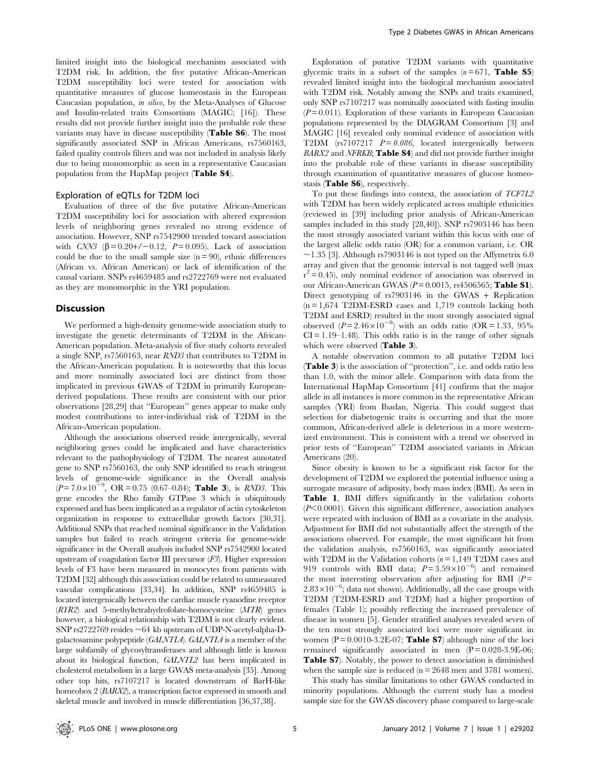limited insight into the biological mechanism associated with T2DM risk. In addition, the five putative African-American T2DM susceptibility loci were tested for association with quantitative measures of glucose homeostasis in the European Caucasian population, *in silico*, by the Meta-Analyses of Glucose and Insulin-related traits Consortium (MAGIC; [16]). These results did not provide further insight into the probable role these variants may have in disease susceptibility (**Table S6**). The most significantly associated SNP in African Americans, rs7560163, failed quality controls filters and was not included in analysis likely due to being monomorphic as seen in a representative Caucasian population from the HapMap project (**Table S4**).

## Exploration of eQTLs for T2DM loci

Evaluation of three of the five putative African-American T2DM susceptibility loci for association with altered expression levels of neighboring genes revealed no strong evidence of association. However, SNP rs7542900 trended toward association with *CNN3* ($\beta = 0.20+/-0.12$, $P = 0.095$). Lack of association could be due to the small sample size ($n = 90$), ethnic differences (African vs. African American) or lack of identification of the causal variant. SNPs rs4659485 and rs2722769 were not evaluated as they are monomorphic in the YRI population.

## Discussion

We performed a high-density genome-wide association study to investigate the genetic determinants of T2DM in the African-American population. Meta-analysis of five study cohorts revealed a single SNP, rs7560163, near *RND3* that contributes to T2DM in the African-American population. It is noteworthy that this locus and more nominally associated loci are distinct from those implicated in previous GWAS of T2DM in primarily European-derived populations. These results are consistent with our prior observations [28,29] that "European" genes appear to make only modest contributions to inter-individual risk of T2DM in the African-American population.

Although the associations observed reside intergenically, several neighboring genes could be implicated and have characteristics relevant to the pathophysiology of T2DM. The nearest annotated gene to SNP rs7560163, the only SNP identified to reach stringent levels of genome-wide significance in the Overall analysis ($P = 7.0\times10^{-9}$, OR = 0.75 (0.67–0.84); **Table 3**), is *RND3*. This gene encodes the Rho family GTPase 3 which is ubiquitously expressed and has been implicated as a regulator of actin cytoskeleton organization in response to extracellular growth factors [30,31]. Additional SNPs that reached nominal significance in the Validation samples but failed to reach stringent criteria for genome-wide significance in the Overall analysis included SNP rs7542900 located upstream of coagulation factor III precursor (*F3*). Higher expression levels of F3 have been measured in monocytes from patients with T2DM [32] although this association could be related to unmeasured vascular complications [33,34]. In addition, SNP rs4659485 is located intergenically between the cardiac muscle ryanodine receptor (*RYR2*) and 5-methyltetrahydrofolate-homocysteine (*MTR*) genes however, a biological relationship with T2DM is not clearly evident. SNP rs2722769 resides ~64 kb upstream of UDP-N-acetyl-alpha-D-galactosamine polypeptide (*GALNTL4*). *GALNTL4* is a member of the large subfamily of glycosyltransferases and although little is known about its biological function, *GALNTL2* has been implicated in cholesterol metabolism in a large GWAS meta-analysis [35]. Among other top hits, rs7107217 is located downstream of BarH-like homeobox 2 (*BARX2*), a transcription factor expressed in smooth and skeletal muscle and involved in muscle differentiation [36,37,38].

Exploration of putative T2DM variants with quantitative glycemic traits in a subset of the samples ($n = 671$, **Table S5**) revealed limited insight into the biological mechanism associated with T2DM risk. Notably among the SNPs and traits examined, only SNP rs7107217 was nominally associated with fasting insulin ($P = 0.011$). Exploration of these variants in European Caucasian populations represented by the DIAGRAM Consortium [3] and MAGIC [16] revealed only nominal evidence of association with T2DM (rs7107217 $P = 0.086$, located intergenically between *BARX2* and *NFRKB*; **Table S4**) and did not provide further insight into the probable role of these variants in disease susceptibility through examination of quantitative measures of glucose homeostasis (**Table S6**), respectively.

To put these findings into context, the association of *TCF7L2* with T2DM has been widely replicated across multiple ethnicities (reviewed in [39] including prior analysis of African-American samples included in this study [28,40]). SNP rs7903146 has been the most strongly associated variant within this locus with one of the largest allelic odds ratio (OR) for a common variant, i.e. OR ~1.35 [3]. Although rs7903146 is not typed on the Affymetrix 6.0 array and given that the genomic interval is not tagged well (max $r^2 = 0.45$), only nominal evidence of association was observed in our African-American GWAS ($P = 0.0015$, rs4506565; **Table S1**). Direct genotyping of rs7903146 in the GWAS + Replication (n = 1,674 T2DM-ESRD cases and 1,719 controls lacking both T2DM and ESRD) resulted in the most strongly associated signal observed ($P = 2.46\times10^{-8}$) with an odds ratio (OR = 1.33, 95% CI = 1.19–1.48). This odds ratio is in the range of other signals which were observed (**Table 3**).

A notable observation common to all putative T2DM loci (**Table 3**) is the association of "protection", i.e. and odds ratio less than 1.0, with the minor allele. Comparison with data from the International HapMap Consortium [41] confirms that the major allele in all instances is more common in the representative African samples (YRI) from Ibadan, Nigeria. This could suggest that selection for diabetogenic traits is occurring and that the more common, African-derived allele is deleterious in a more westernized environment. This is consistent with a trend we observed in prior tests of "European" T2DM associated variants in African Americans (20).

Since obesity is known to be a significant risk factor for the development of T2DM we explored the potential influence using a surrogate measure of adiposity, body mass index (BMI). As seen in **Table 1**, BMI differs significantly in the validation cohorts ($P < 0.0001$). Given this significant difference, association analyses were repeated with inclusion of BMI as a covariate in the analysis. Adjustment for BMI did not substantially affect the strength of the associations observed. For example, the most significant hit from the validation analysis, rs7560163, was significantly associated with T2DM in the Validation cohorts ($n = 1,149$ T2DM cases and 919 controls with BMI data; $P = 3.59\times10^{-6}$) and remained the most interesting observation after adjusting for BMI ($P = 2.83\times10^{-6}$; data not shown). Additionally, all the case groups with T2DM (T2DM-ESRD and T2DM) had a higher proportion of females (Table 1); possibly reflecting the increased prevalence of disease in women [5]. Gender stratified analyses revealed seven of the ten most strongly associated loci were more significant in women (P = 0.0010-3.2E-07; **Table S7**) although nine of the loci remained significantly associated in men (P = 0.028-3.9E-06; **Table S7**). Notably, the power to detect association is diminished when the sample size is reduced (n = 2648 men and 3781 women).

This study has similar limitations to other GWAS conducted in minority populations. Although the current study has a modest sample size for the GWAS discovery phase compared to large-scale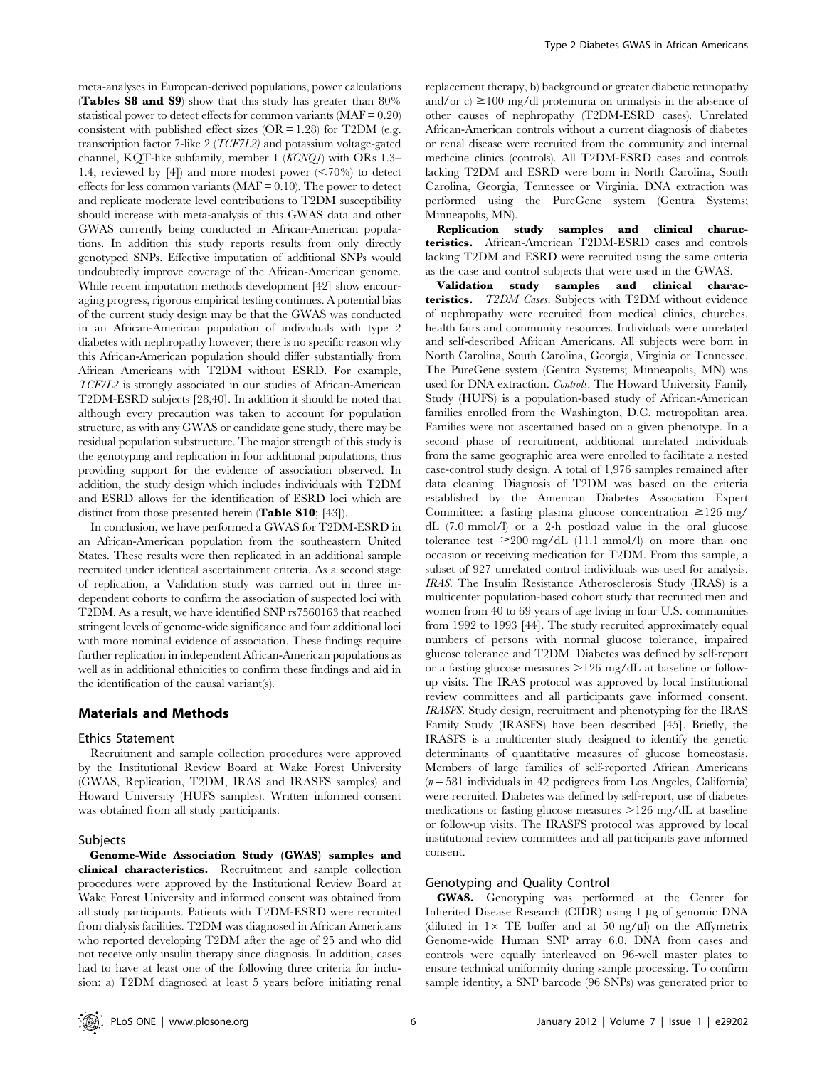meta-analyses in European-derived populations, power calculations (**Tables S8 and S9**) show that this study has greater than 80% statistical power to detect effects for common variants (MAF = 0.20) consistent with published effect sizes (OR = 1.28) for T2DM (e.g. transcription factor 7-like 2 (*TCF7L2)* and potassium voltage-gated channel, KQT-like subfamily, member 1 (*KCNQ1*) with ORs 1.3–1.4; reviewed by [4]) and more modest power (<70%) to detect effects for less common variants (MAF = 0.10). The power to detect and replicate moderate level contributions to T2DM susceptibility should increase with meta-analysis of this GWAS data and other GWAS currently being conducted in African-American populations. In addition this study reports results from only directly genotyped SNPs. Effective imputation of additional SNPs would undoubtedly improve coverage of the African-American genome. While recent imputation methods development [42] show encouraging progress, rigorous empirical testing continues. A potential bias of the current study design may be that the GWAS was conducted in an African-American population of individuals with type 2 diabetes with nephropathy however; there is no specific reason why this African-American population should differ substantially from African Americans with T2DM without ESRD. For example, *TCF7L2* is strongly associated in our studies of African-American T2DM-ESRD subjects [28,40]. In addition it should be noted that although every precaution was taken to account for population structure, as with any GWAS or candidate gene study, there may be residual population substructure. The major strength of this study is the genotyping and replication in four additional populations, thus providing support for the evidence of association observed. In addition, the study design which includes individuals with T2DM and ESRD allows for the identification of ESRD loci which are distinct from those presented herein (**Table S10**; [43]).

In conclusion, we have performed a GWAS for T2DM-ESRD in an African-American population from the southeastern United States. These results were then replicated in an additional sample recruited under identical ascertainment criteria. As a second stage of replication, a Validation study was carried out in three independent cohorts to confirm the association of suspected loci with T2DM. As a result, we have identified SNP rs7560163 that reached stringent levels of genome-wide significance and four additional loci with more nominal evidence of association. These findings require further replication in independent African-American populations as well as in additional ethnicities to confirm these findings and aid in the identification of the causal variant(s).

## Materials and Methods

### Ethics Statement

Recruitment and sample collection procedures were approved by the Institutional Review Board at Wake Forest University (GWAS, Replication, T2DM, IRAS and IRASFS samples) and Howard University (HUFS samples). Written informed consent was obtained from all study participants.

### Subjects

**Genome-Wide Association Study (GWAS) samples and clinical characteristics.** Recruitment and sample collection procedures were approved by the Institutional Review Board at Wake Forest University and informed consent was obtained from all study participants. Patients with T2DM-ESRD were recruited from dialysis facilities. T2DM was diagnosed in African Americans who reported developing T2DM after the age of 25 and who did not receive only insulin therapy since diagnosis. In addition, cases had to have at least one of the following three criteria for inclusion: a) T2DM diagnosed at least 5 years before initiating renal replacement therapy, b) background or greater diabetic retinopathy and/or c) ≥100 mg/dl proteinuria on urinalysis in the absence of other causes of nephropathy (T2DM-ESRD cases). Unrelated African-American controls without a current diagnosis of diabetes or renal disease were recruited from the community and internal medicine clinics (controls). All T2DM-ESRD cases and controls lacking T2DM and ESRD were born in North Carolina, South Carolina, Georgia, Tennessee or Virginia. DNA extraction was performed using the PureGene system (Gentra Systems; Minneapolis, MN).

**Replication study samples and clinical characteristics.** African-American T2DM-ESRD cases and controls lacking T2DM and ESRD were recruited using the same criteria as the case and control subjects that were used in the GWAS.

**Validation study samples and clinical characteristics.** *T2DM Cases*. Subjects with T2DM without evidence of nephropathy were recruited from medical clinics, churches, health fairs and community resources. Individuals were unrelated and self-described African Americans. All subjects were born in North Carolina, South Carolina, Georgia, Virginia or Tennessee. The PureGene system (Gentra Systems; Minneapolis, MN) was used for DNA extraction. *Controls*. The Howard University Family Study (HUFS) is a population-based study of African-American families enrolled from the Washington, D.C. metropolitan area. Families were not ascertained based on a given phenotype. In a second phase of recruitment, additional unrelated individuals from the same geographic area were enrolled to facilitate a nested case-control study design. A total of 1,976 samples remained after data cleaning. Diagnosis of T2DM was based on the criteria established by the American Diabetes Association Expert Committee: a fasting plasma glucose concentration ≥126 mg/dL (7.0 mmol/l) or a 2-h postload value in the oral glucose tolerance test ≥200 mg/dL (11.1 mmol/l) on more than one occasion or receiving medication for T2DM. From this sample, a subset of 927 unrelated control individuals was used for analysis. *IRAS*. The Insulin Resistance Atherosclerosis Study (IRAS) is a multicenter population-based cohort study that recruited men and women from 40 to 69 years of age living in four U.S. communities from 1992 to 1993 [44]. The study recruited approximately equal numbers of persons with normal glucose tolerance, impaired glucose tolerance and T2DM. Diabetes was defined by self-report or a fasting glucose measures >126 mg/dL at baseline or follow-up visits. The IRAS protocol was approved by local institutional review committees and all participants gave informed consent. *IRASFS*. Study design, recruitment and phenotyping for the IRAS Family Study (IRASFS) have been described [45]. Briefly, the IRASFS is a multicenter study designed to identify the genetic determinants of quantitative measures of glucose homeostasis. Members of large families of self-reported African Americans ($n = 581$ individuals in 42 pedigrees from Los Angeles, California) were recruited. Diabetes was defined by self-report, use of diabetes medications or fasting glucose measures >126 mg/dL at baseline or follow-up visits. The IRASFS protocol was approved by local institutional review committees and all participants gave informed consent.

### Genotyping and Quality Control

**GWAS.** Genotyping was performed at the Center for Inherited Disease Research (CIDR) using 1 µg of genomic DNA (diluted in 1× TE buffer and at 50 ng/µl) on the Affymetrix Genome-wide Human SNP array 6.0. DNA from cases and controls were equally interleaved on 96-well master plates to ensure technical uniformity during sample processing. To confirm sample identity, a SNP barcode (96 SNPs) was generated prior to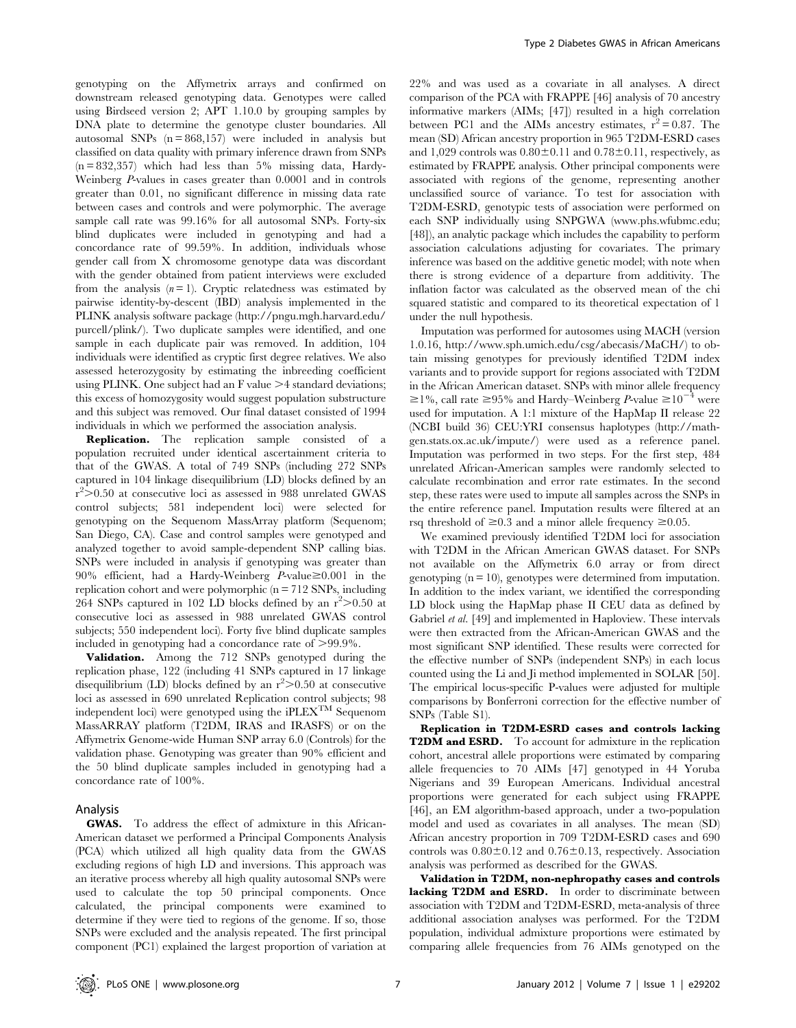genotyping on the Affymetrix arrays and confirmed on downstream released genotyping data. Genotypes were called using Birdseed version 2; APT 1.10.0 by grouping samples by DNA plate to determine the genotype cluster boundaries. All autosomal SNPs (n = 868,157) were included in analysis but classified on data quality with primary inference drawn from SNPs (n = 832,357) which had less than 5% missing data, Hardy-Weinberg *P*-values in cases greater than 0.0001 and in controls greater than 0.01, no significant difference in missing data rate between cases and controls and were polymorphic. The average sample call rate was 99.16% for all autosomal SNPs. Forty-six blind duplicates were included in genotyping and had a concordance rate of 99.59%. In addition, individuals whose gender call from X chromosome genotype data was discordant with the gender obtained from patient interviews were excluded from the analysis (*n* = 1). Cryptic relatedness was estimated by pairwise identity-by-descent (IBD) analysis implemented in the PLINK analysis software package (http://pngu.mgh.harvard.edu/purcell/plink/). Two duplicate samples were identified, and one sample in each duplicate pair was removed. In addition, 104 individuals were identified as cryptic first degree relatives. We also assessed heterozygosity by estimating the inbreeding coefficient using PLINK. One subject had an F value >4 standard deviations; this excess of homozygosity would suggest population substructure and this subject was removed. Our final dataset consisted of 1994 individuals in which we performed the association analysis.

**Replication.** The replication sample consisted of a population recruited under identical ascertainment criteria to that of the GWAS. A total of 749 SNPs (including 272 SNPs captured in 104 linkage disequilibrium (LD) blocks defined by an $r^2$>0.50 at consecutive loci as assessed in 988 unrelated GWAS control subjects; 581 independent loci) were selected for genotyping on the Sequenom MassArray platform (Sequenom; San Diego, CA). Case and control samples were genotyped and analyzed together to avoid sample-dependent SNP calling bias. SNPs were included in analysis if genotyping was greater than 90% efficient, had a Hardy-Weinberg *P*-value≥0.001 in the replication cohort and were polymorphic (n = 712 SNPs, including 264 SNPs captured in 102 LD blocks defined by an $r^2$>0.50 at consecutive loci as assessed in 988 unrelated GWAS control subjects; 550 independent loci). Forty five blind duplicate samples included in genotyping had a concordance rate of >99.9%.

**Validation.** Among the 712 SNPs genotyped during the replication phase, 122 (including 41 SNPs captured in 17 linkage disequilibrium (LD) blocks defined by an $r^2$>0.50 at consecutive loci as assessed in 690 unrelated Replication control subjects; 98 independent loci) were genotyped using the iPLEX™ Sequenom MassARRAY platform (T2DM, IRAS and IRASFS) or on the Affymetrix Genome-wide Human SNP array 6.0 (Controls) for the validation phase. Genotyping was greater than 90% efficient and the 50 blind duplicate samples included in genotyping had a concordance rate of 100%.

## Analysis

**GWAS.** To address the effect of admixture in this African-American dataset we performed a Principal Components Analysis (PCA) which utilized all high quality data from the GWAS excluding regions of high LD and inversions. This approach was an iterative process whereby all high quality autosomal SNPs were used to calculate the top 50 principal components. Once calculated, the principal components were examined to determine if they were tied to regions of the genome. If so, those SNPs were excluded and the analysis repeated. The first principal component (PC1) explained the largest proportion of variation at 22% and was used as a covariate in all analyses. A direct comparison of the PCA with FRAPPE [46] analysis of 70 ancestry informative markers (AIMs; [47]) resulted in a high correlation between PC1 and the AIMs ancestry estimates, $r^2$ = 0.87. The mean (SD) African ancestry proportion in 965 T2DM-ESRD cases and 1,029 controls was 0.80±0.11 and 0.78±0.11, respectively, as estimated by FRAPPE analysis. Other principal components were associated with regions of the genome, representing another unclassified source of variance. To test for association with T2DM-ESRD, genotypic tests of association were performed on each SNP individually using SNPGWA (www.phs.wfubmc.edu; [48]), an analytic package which includes the capability to perform association calculations adjusting for covariates. The primary inference was based on the additive genetic model; with note when there is strong evidence of a departure from additivity. The inflation factor was calculated as the observed mean of the chi squared statistic and compared to its theoretical expectation of 1 under the null hypothesis.

Imputation was performed for autosomes using MACH (version 1.0.16, http://www.sph.umich.edu/csg/abecasis/MaCH/) to obtain missing genotypes for previously identified T2DM index variants and to provide support for regions associated with T2DM in the African American dataset. SNPs with minor allele frequency ≥1%, call rate ≥95% and Hardy–Weinberg *P*-value $\geq 10^{-4}$ were used for imputation. A 1:1 mixture of the HapMap II release 22 (NCBI build 36) CEU:YRI consensus haplotypes (http://mathgen.stats.ox.ac.uk/impute/) were used as a reference panel. Imputation was performed in two steps. For the first step, 484 unrelated African-American samples were randomly selected to calculate recombination and error rate estimates. In the second step, these rates were used to impute all samples across the SNPs in the entire reference panel. Imputation results were filtered at an rsq threshold of ≥0.3 and a minor allele frequency ≥0.05.

We examined previously identified T2DM loci for association with T2DM in the African American GWAS dataset. For SNPs not available on the Affymetrix 6.0 array or from direct genotyping (n = 10), genotypes were determined from imputation. In addition to the index variant, we identified the corresponding LD block using the HapMap phase II CEU data as defined by Gabriel *et al.* [49] and implemented in Haploview. These intervals were then extracted from the African-American GWAS and the most significant SNP identified. These results were corrected for the effective number of SNPs (independent SNPs) in each locus counted using the Li and Ji method implemented in SOLAR [50]. The empirical locus-specific P-values were adjusted for multiple comparisons by Bonferroni correction for the effective number of SNPs (Table S1).

**Replication in T2DM-ESRD cases and controls lacking T2DM and ESRD.** To account for admixture in the replication cohort, ancestral allele proportions were estimated by comparing allele frequencies to 70 AIMs [47] genotyped in 44 Yoruba Nigerians and 39 European Americans. Individual ancestral proportions were generated for each subject using FRAPPE [46], an EM algorithm-based approach, under a two-population model and used as covariates in all analyses. The mean (SD) African ancestry proportion in 709 T2DM-ESRD cases and 690 controls was 0.80±0.12 and 0.76±0.13, respectively. Association analysis was performed as described for the GWAS.

**Validation in T2DM, non-nephropathy cases and controls lacking T2DM and ESRD.** In order to discriminate between association with T2DM and T2DM-ESRD, meta-analysis of three additional association analyses was performed. For the T2DM population, individual admixture proportions were estimated by comparing allele frequencies from 76 AIMs genotyped on the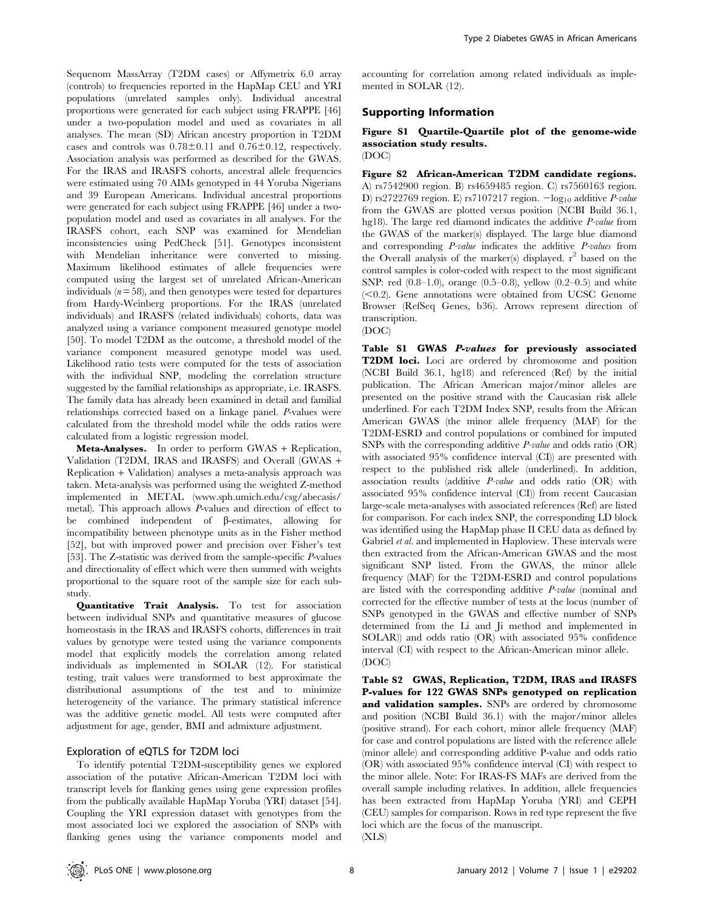Sequenom MassArray (T2DM cases) or Affymetrix 6.0 array (controls) to frequencies reported in the HapMap CEU and YRI populations (unrelated samples only). Individual ancestral proportions were generated for each subject using FRAPPE [46] under a two-population model and used as covariates in all analyses. The mean (SD) African ancestry proportion in T2DM cases and controls was 0.78±0.11 and 0.76±0.12, respectively. Association analysis was performed as described for the GWAS. For the IRAS and IRASFS cohorts, ancestral allele frequencies were estimated using 70 AIMs genotyped in 44 Yoruba Nigerians and 39 European Americans. Individual ancestral proportions were generated for each subject using FRAPPE [46] under a two-population model and used as covariates in all analyses. For the IRASFS cohort, each SNP was examined for Mendelian inconsistencies using PedCheck [51]. Genotypes inconsistent with Mendelian inheritance were converted to missing. Maximum likelihood estimates of allele frequencies were computed using the largest set of unrelated African-American individuals ($n = 58$), and then genotypes were tested for departures from Hardy-Weinberg proportions. For the IRAS (unrelated individuals) and IRASFS (related individuals) cohorts, data was analyzed using a variance component measured genotype model [50]. To model T2DM as the outcome, a threshold model of the variance component measured genotype model was used. Likelihood ratio tests were computed for the tests of association with the individual SNP, modeling the correlation structure suggested by the familial relationships as appropriate, i.e. IRASFS. The family data has already been examined in detail and familial relationships corrected based on a linkage panel. *P*-values were calculated from the threshold model while the odds ratios were calculated from a logistic regression model.

**Meta-Analyses.** In order to perform GWAS + Replication, Validation (T2DM, IRAS and IRASFS) and Overall (GWAS + Replication + Validation) analyses a meta-analysis approach was taken. Meta-analysis was performed using the weighted Z-method implemented in METAL (www.sph.umich.edu/csg/abecasis/metal). This approach allows *P*-values and direction of effect to be combined independent of β-estimates, allowing for incompatibility between phenotype units as in the Fisher method [52], but with improved power and precision over Fisher's test [53]. The Z-statistic was derived from the sample-specific *P*-values and directionality of effect which were then summed with weights proportional to the square root of the sample size for each sub-study.

**Quantitative Trait Analysis.** To test for association between individual SNPs and quantitative measures of glucose homeostasis in the IRAS and IRASFS cohorts, differences in trait values by genotype were tested using the variance components model that explicitly models the correlation among related individuals as implemented in SOLAR (12). For statistical testing, trait values were transformed to best approximate the distributional assumptions of the test and to minimize heterogeneity of the variance. The primary statistical inference was the additive genetic model. All tests were computed after adjustment for age, gender, BMI and admixture adjustment.

### Exploration of eQTLS for T2DM loci

To identify potential T2DM-susceptibility genes we explored association of the putative African-American T2DM loci with transcript levels for flanking genes using gene expression profiles from the publically available HapMap Yoruba (YRI) dataset [54]. Coupling the YRI expression dataset with genotypes from the most associated loci we explored the association of SNPs with flanking genes using the variance components model and accounting for correlation among related individuals as implemented in SOLAR (12).

## Supporting Information

**Figure S1 Quartile-Quartile plot of the genome-wide association study results.**
(DOC)

**Figure S2 African-American T2DM candidate regions.** A) rs7542900 region. B) rs4659485 region. C) rs7560163 region. D) rs2722769 region. E) rs7107217 region. $-\log_{10}$ additive *P-value* from the GWAS are plotted versus position (NCBI Build 36.1, hg18). The large red diamond indicates the additive *P-value* from the GWAS of the marker(s) displayed. The large blue diamond and corresponding *P-value* indicates the additive *P-values* from the Overall analysis of the marker(s) displayed. $r^2$ based on the control samples is color-coded with respect to the most significant SNP: red (0.8–1.0), orange (0.5–0.8), yellow (0.2–0.5) and white (<0.2). Gene annotations were obtained from UCSC Genome Browser (RefSeq Genes, b36). Arrows represent direction of transcription.
(DOC)

**Table S1 GWAS *P-values* for previously associated T2DM loci.** Loci are ordered by chromosome and position (NCBI Build 36.1, hg18) and referenced (Ref) by the initial publication. The African American major/minor alleles are presented on the positive strand with the Caucasian risk allele underlined. For each T2DM Index SNP, results from the African American GWAS (the minor allele frequency (MAF) for the T2DM-ESRD and control populations or combined for imputed SNPs with the corresponding additive *P-value* and odds ratio (OR) with associated 95% confidence interval (CI)) are presented with respect to the published risk allele (underlined). In addition, association results (additive *P-value* and odds ratio (OR) with associated 95% confidence interval (CI)) from recent Caucasian large-scale meta-analyses with associated references (Ref) are listed for comparison. For each index SNP, the corresponding LD block was identified using the HapMap phase II CEU data as defined by Gabriel *et al.* and implemented in Haploview. These intervals were then extracted from the African-American GWAS and the most significant SNP listed. From the GWAS, the minor allele frequency (MAF) for the T2DM-ESRD and control populations are listed with the corresponding additive *P-value* (nominal and corrected for the effective number of tests at the locus (number of SNPs genotyped in the GWAS and effective number of SNPs determined from the Li and Ji method and implemented in SOLAR)) and odds ratio (OR) with associated 95% confidence interval (CI) with respect to the African-American minor allele.
(DOC)

**Table S2 GWAS, Replication, T2DM, IRAS and IRASFS P-values for 122 GWAS SNPs genotyped on replication and validation samples.** SNPs are ordered by chromosome and position (NCBI Build 36.1) with the major/minor alleles (positive strand). For each cohort, minor allele frequency (MAF) for case and control populations are listed with the reference allele (minor allele) and corresponding additive P-value and odds ratio (OR) with associated 95% confidence interval (CI) with respect to the minor allele. Note: For IRAS-FS MAFs are derived from the overall sample including relatives. In addition, allele frequencies has been extracted from HapMap Yoruba (YRI) and CEPH (CEU) samples for comparison. Rows in red type represent the five loci which are the focus of the manuscript.
(XLS)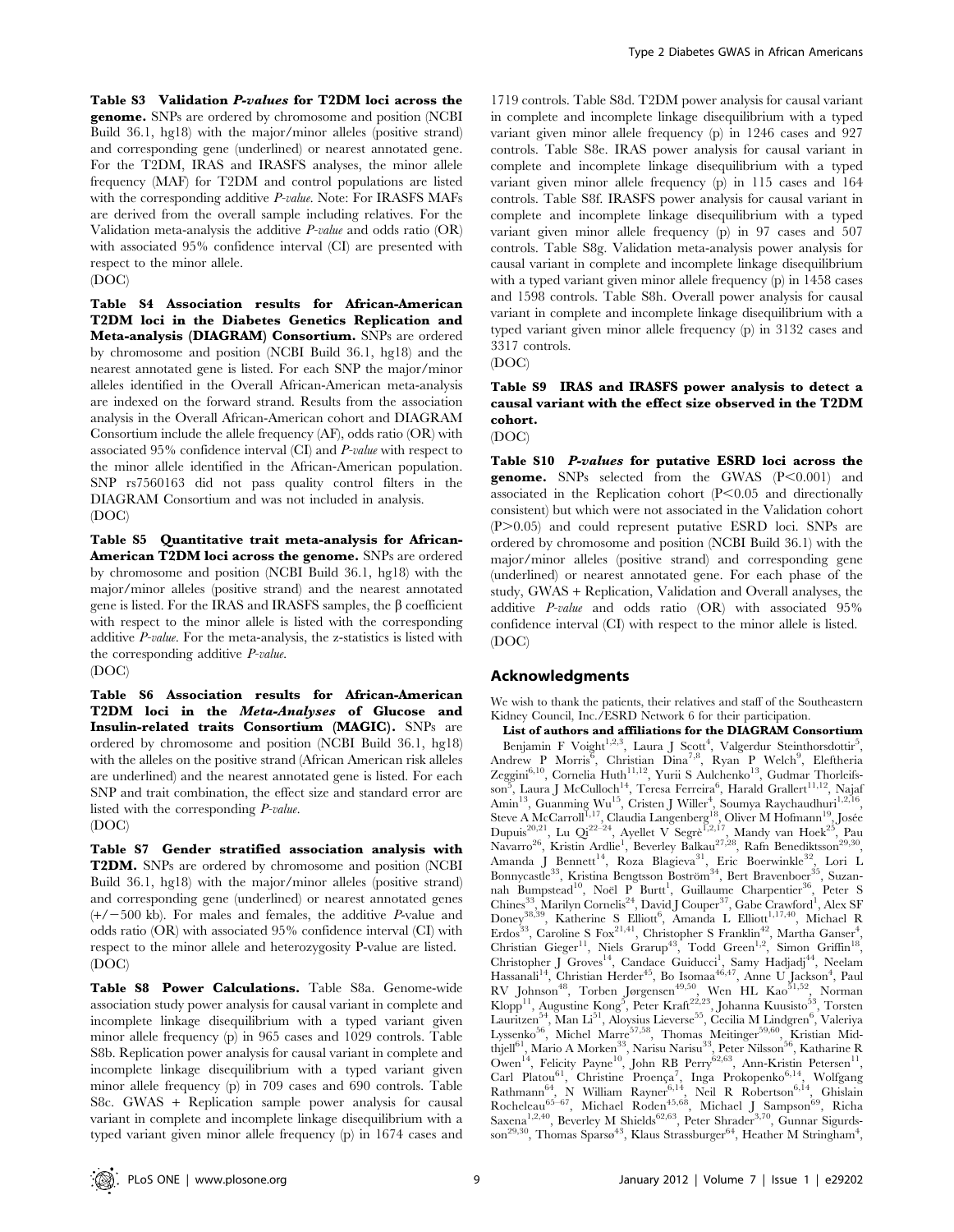**Table S3 Validation *P-values* for T2DM loci across the genome.** SNPs are ordered by chromosome and position (NCBI Build 36.1, hg18) with the major/minor alleles (positive strand) and corresponding gene (underlined) or nearest annotated gene. For the T2DM, IRAS and IRASFS analyses, the minor allele frequency (MAF) for T2DM and control populations are listed with the corresponding additive *P-value*. Note: For IRASFS MAFs are derived from the overall sample including relatives. For the Validation meta-analysis the additive *P-value* and odds ratio (OR) with associated 95% confidence interval (CI) are presented with respect to the minor allele.
(DOC)

**Table S4 Association results for African-American T2DM loci in the Diabetes Genetics Replication and Meta-analysis (DIAGRAM) Consortium.** SNPs are ordered by chromosome and position (NCBI Build 36.1, hg18) and the nearest annotated gene is listed. For each SNP the major/minor alleles identified in the Overall African-American meta-analysis are indexed on the forward strand. Results from the association analysis in the Overall African-American cohort and DIAGRAM Consortium include the allele frequency (AF), odds ratio (OR) with associated 95% confidence interval (CI) and *P-value* with respect to the minor allele identified in the African-American population. SNP rs7560163 did not pass quality control filters in the DIAGRAM Consortium and was not included in analysis.
(DOC)

**Table S5 Quantitative trait meta-analysis for African-American T2DM loci across the genome.** SNPs are ordered by chromosome and position (NCBI Build 36.1, hg18) with the major/minor alleles (positive strand) and the nearest annotated gene is listed. For the IRAS and IRASFS samples, the β coefficient with respect to the minor allele is listed with the corresponding additive *P-value*. For the meta-analysis, the z-statistics is listed with the corresponding additive *P-value*.
(DOC)

**Table S6 Association results for African-American T2DM loci in the *Meta-Analyses* of Glucose and Insulin-related traits Consortium (MAGIC).** SNPs are ordered by chromosome and position (NCBI Build 36.1, hg18) with the alleles on the positive strand (African American risk alleles are underlined) and the nearest annotated gene is listed. For each SNP and trait combination, the effect size and standard error are listed with the corresponding *P-value*.
(DOC)

**Table S7 Gender stratified association analysis with T2DM.** SNPs are ordered by chromosome and position (NCBI Build 36.1, hg18) with the major/minor alleles (positive strand) and corresponding gene (underlined) or nearest annotated genes (+/−500 kb). For males and females, the additive *P*-value and odds ratio (OR) with associated 95% confidence interval (CI) with respect to the minor allele and heterozygosity P-value are listed.
(DOC)

**Table S8 Power Calculations.** Table S8a. Genome-wide association study power analysis for causal variant in complete and incomplete linkage disequilibrium with a typed variant given minor allele frequency (p) in 965 cases and 1029 controls. Table S8b. Replication power analysis for causal variant in complete and incomplete linkage disequilibrium with a typed variant given minor allele frequency (p) in 709 cases and 690 controls. Table S8c. GWAS + Replication sample power analysis for causal variant in complete and incomplete linkage disequilibrium with a typed variant given minor allele frequency (p) in 1674 cases and 1719 controls. Table S8d. T2DM power analysis for causal variant in complete and incomplete linkage disequilibrium with a typed variant given minor allele frequency (p) in 1246 cases and 927 controls. Table S8e. IRAS power analysis for causal variant in complete and incomplete linkage disequilibrium with a typed variant given minor allele frequency (p) in 115 cases and 164 controls. Table S8f. IRASFS power analysis for causal variant in complete and incomplete linkage disequilibrium with a typed variant given minor allele frequency (p) in 97 cases and 507 controls. Table S8g. Validation meta-analysis power analysis for causal variant in complete and incomplete linkage disequilibrium with a typed variant given minor allele frequency (p) in 1458 cases and 1598 controls. Table S8h. Overall power analysis for causal variant in complete and incomplete linkage disequilibrium with a typed variant given minor allele frequency (p) in 3132 cases and 3317 controls.
(DOC)

**Table S9 IRAS and IRASFS power analysis to detect a causal variant with the effect size observed in the T2DM cohort.**
(DOC)

**Table S10 *P-values* for putative ESRD loci across the genome.** SNPs selected from the GWAS ($P<0.001$) and associated in the Replication cohort ($P<0.05$ and directionally consistent) but which were not associated in the Validation cohort ($P>0.05$) and could represent putative ESRD loci. SNPs are ordered by chromosome and position (NCBI Build 36.1) with the major/minor alleles (positive strand) and corresponding gene (underlined) or nearest annotated gene. For each phase of the study, GWAS + Replication, Validation and Overall analyses, the additive *P-value* and odds ratio (OR) with associated 95% confidence interval (CI) with respect to the minor allele is listed.
(DOC)

## Acknowledgments

We wish to thank the patients, their relatives and staff of the Southeastern Kidney Council, Inc./ESRD Network 6 for their participation.

**List of authors and affiliations for the DIAGRAM Consortium**
Benjamin F Voight[1,2,3], Laura J Scott[4], Valgerdur Steinthorsdottir[5], Andrew P Morris[6], Christian Dina[7,8], Ryan P Welch[9], Eleftheria Zeggini[6,10], Cornelia Huth[11,12], Yurii S Aulchenko[13], Gudmar Thorleifsson[5], Laura J McCulloch[14], Teresa Ferreira[6], Harald Grallert[11,12], Najaf Amin[13], Guanming Wu[15], Cristen J Willer[4], Soumya Raychaudhuri[1,2,16], Steve A McCarroll[1,17], Claudia Langenberg[18], Oliver M Hofmann[19], Josée Dupuis[20,21], Lu Qi[22–24], Ayellet V Segrè[1,2,17], Mandy van Hoek[25], Pau Navarro[26], Kristin Ardlie[1], Beverley Balkau[27,28], Rafn Benediktsson[29,30], Amanda J Bennett[14], Roza Blagieva[31], Eric Boerwinkle[32], Lori L Bonnycastle[33], Kristina Bengtsson Boström[34], Bert Bravenboer[35], Suzannah Bumpstead[10], Noël P Burtt[1], Guillaume Charpentier[36], Peter S Chines[33], Marilyn Cornelis[24], David J Couper[37], Gabe Crawford[1], Alex SF Doney[38,39], Katherine S Elliott[6], Amanda L Elliott[1,17,40], Michael R Erdos[33], Caroline S Fox[21,41], Christopher S Franklin[42], Martha Ganser[4], Christian Gieger[11], Niels Grarup[43], Todd Green[1,2], Simon Griffin[18], Christopher J Groves[14], Candace Guiducci[1], Samy Hadjadj[44], Neelam Hassanali[14], Christian Herder[45], Bo Isomaa[46,47], Anne U Jackson[4], Paul RV Johnson[48], Torben Jørgensen[49,50], Wen HL Kao[51,52], Norman Klopp[11], Augustine Kong[5], Peter Kraft[22,23], Johanna Kuusisto[53], Torsten Lauritzen[54], Man Li[51], Aloysius Lieverse[55], Cecilia M Lindgren[6], Valeriya Lyssenko[56], Michel Marre[57,58], Thomas Meitinger[59,60], Kristian Midthjell[61], Mario A Morken[33], Narisu Narisu[33], Peter Nilsson[56], Katharine R Owen[14], Felicity Payne[10], John RB Perry[62,63], Ann-Kristin Petersen[11], Carl Platou[61], Christine Proença[7], Inga Prokopenko[6,14], Wolfgang Rathmann[64], N William Rayner[6,14], Neil R Robertson[6,14], Ghislain Rocheleau[65–67], Michael Roden[45,68], Michael J Sampson[69], Richa Saxena[1,2,40], Beverley M Shields[62,63], Peter Shrader[3,70], Gunnar Sigurdsson[29,30], Thomas Sparsø[43], Klaus Strassburger[64], Heather M Stringham[4],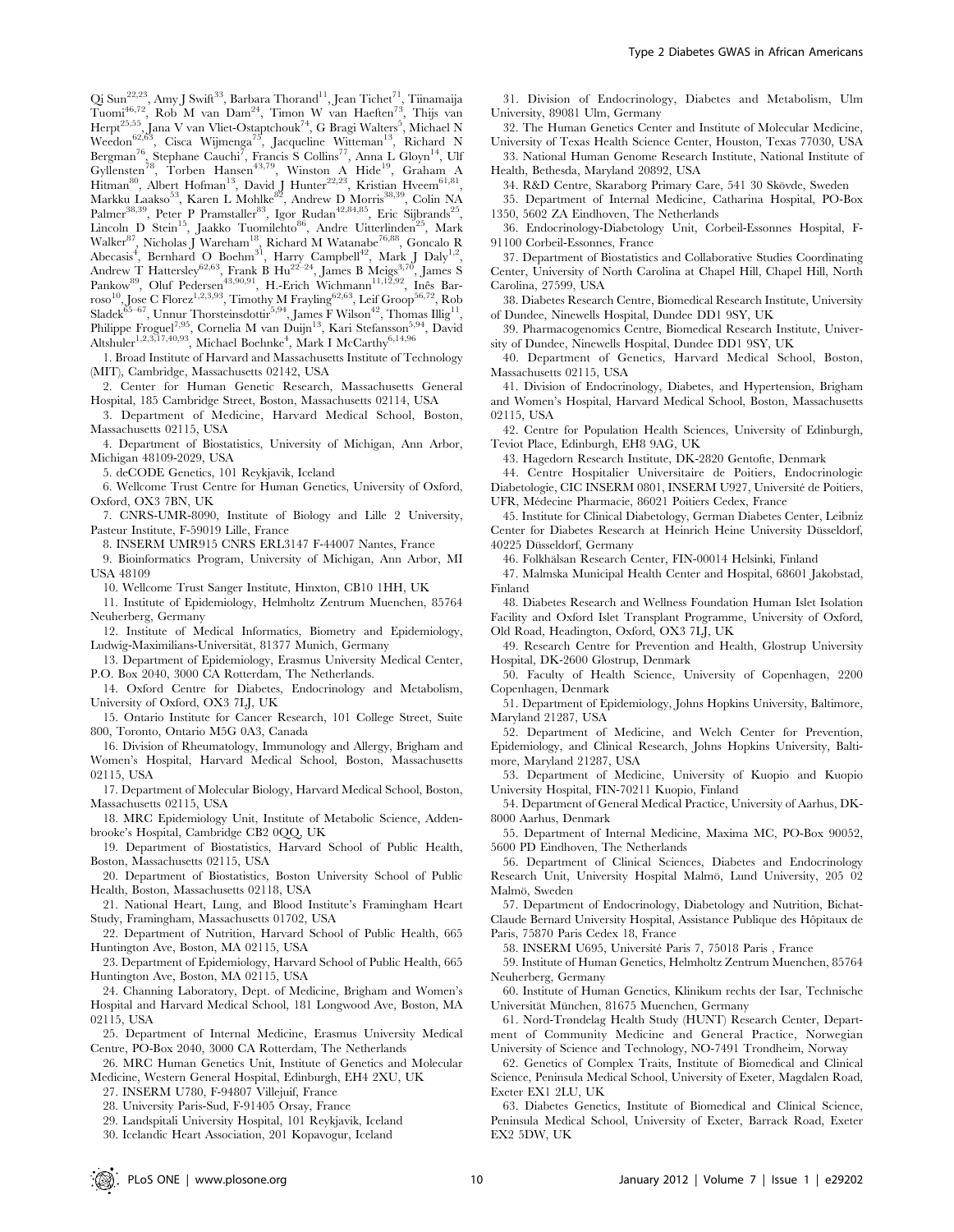Qi Sun[22,23], Amy J Swift[33], Barbara Thorand[11], Jean Tichet[71], Tiinamaija Tuomi[46,72], Rob M van Dam[24], Timon W van Haeften[73], Thijs van Herpt[25,55], Jana V van Vliet-Ostaptchouk[74], G Bragi Walters[5], Michael N Weedon[62,63], Cisca Wijmenga[75], Jacqueline Witteman[13], Richard N Bergman[76], Stephane Cauchi[7], Francis S Collins[77], Anna L Gloyn[14], Ulf Gyllensten[78], Torben Hansen[43,79], Winston A Hide[19], Graham A Hitman[80], Albert Hofman[13], David J Hunter[22,23], Kristian Hveem[61,81], Markku Laakso[53], Karen L Mohlke[82], Andrew D Morris[38,39], Colin NA Palmer[38,39], Peter P Pramstaller[83], Igor Rudan[42,84,85], Eric Sijbrands[25], Lincoln D Stein[15], Jaakko Tuomilehto[86], Andre Uitterlinden[25], Mark Walker[87], Nicholas J Wareham[18], Richard M Watanabe[76,88], Goncalo R Abecasis[4], Bernhard O Boehm[31], Harry Campbell[42], Mark J Daly[1,2], Andrew T Hattersley[62,63], Frank B Hu[22–24], James B Meigs[3,70], James S Pankow[89], Oluf Pedersen[43,90,91], H.-Erich Wichmann[11,12,92], Inês Barroso[10], Jose C Florez[1,2,3,93], Timothy M Frayling[62,63], Leif Groop[56,72], Rob Sladek[65–67], Unnur Thorsteinsdottir[5,94], James F Wilson[42], Thomas Illig[11], Philippe Froguel[7,95], Cornelia M van Duijn[13], Kari Stefansson[5,94], David Altshuler[1,2,3,17,40,93], Michael Boehnke[4], Mark I McCarthy[6,14,96]

1. Broad Institute of Harvard and Massachusetts Institute of Technology (MIT), Cambridge, Massachusetts 02142, USA

2. Center for Human Genetic Research, Massachusetts General Hospital, 185 Cambridge Street, Boston, Massachusetts 02114, USA

3. Department of Medicine, Harvard Medical School, Boston, Massachusetts 02115, USA

4. Department of Biostatistics, University of Michigan, Ann Arbor, Michigan 48109-2029, USA

5. deCODE Genetics, 101 Reykjavik, Iceland

6. Wellcome Trust Centre for Human Genetics, University of Oxford, Oxford, OX3 7BN, UK

7. CNRS-UMR-8090, Institute of Biology and Lille 2 University, Pasteur Institute, F-59019 Lille, France

8. INSERM UMR915 CNRS ERL3147 F-44007 Nantes, France

9. Bioinformatics Program, University of Michigan, Ann Arbor, MI USA 48109

10. Wellcome Trust Sanger Institute, Hinxton, CB10 1HH, UK

11. Institute of Epidemiology, Helmholtz Zentrum Muenchen, 85764 Neuherberg, Germany

12. Institute of Medical Informatics, Biometry and Epidemiology, Ludwig-Maximilians-Universität, 81377 Munich, Germany

13. Department of Epidemiology, Erasmus University Medical Center, P.O. Box 2040, 3000 CA Rotterdam, The Netherlands.

14. Oxford Centre for Diabetes, Endocrinology and Metabolism, University of Oxford, OX3 7LJ, UK

15. Ontario Institute for Cancer Research, 101 College Street, Suite 800, Toronto, Ontario M5G 0A3, Canada

16. Division of Rheumatology, Immunology and Allergy, Brigham and Women's Hospital, Harvard Medical School, Boston, Massachusetts 02115, USA

17. Department of Molecular Biology, Harvard Medical School, Boston, Massachusetts 02115, USA

18. MRC Epidemiology Unit, Institute of Metabolic Science, Addenbrooke's Hospital, Cambridge CB2 0QQ, UK

19. Department of Biostatistics, Harvard School of Public Health, Boston, Massachusetts 02115, USA

20. Department of Biostatistics, Boston University School of Public Health, Boston, Massachusetts 02118, USA

21. National Heart, Lung, and Blood Institute's Framingham Heart Study, Framingham, Massachusetts 01702, USA

22. Department of Nutrition, Harvard School of Public Health, 665 Huntington Ave, Boston, MA 02115, USA

23. Department of Epidemiology, Harvard School of Public Health, 665 Huntington Ave, Boston, MA 02115, USA

24. Channing Laboratory, Dept. of Medicine, Brigham and Women's Hospital and Harvard Medical School, 181 Longwood Ave, Boston, MA 02115, USA

25. Department of Internal Medicine, Erasmus University Medical Centre, PO-Box 2040, 3000 CA Rotterdam, The Netherlands

26. MRC Human Genetics Unit, Institute of Genetics and Molecular Medicine, Western General Hospital, Edinburgh, EH4 2XU, UK

27. INSERM U780, F-94807 Villejuif, France

28. University Paris-Sud, F-91405 Orsay, France

29. Landspitali University Hospital, 101 Reykjavik, Iceland

30. Icelandic Heart Association, 201 Kopavogur, Iceland

31. Division of Endocrinology, Diabetes and Metabolism, Ulm University, 89081 Ulm, Germany

32. The Human Genetics Center and Institute of Molecular Medicine, University of Texas Health Science Center, Houston, Texas 77030, USA

33. National Human Genome Research Institute, National Institute of Health, Bethesda, Maryland 20892, USA

34. R&D Centre, Skaraborg Primary Care, 541 30 Skövde, Sweden

35. Department of Internal Medicine, Catharina Hospital, PO-Box 1350, 5602 ZA Eindhoven, The Netherlands

36. Endocrinology-Diabetology Unit, Corbeil-Essonnes Hospital, F-91100 Corbeil-Essonnes, France

37. Department of Biostatistics and Collaborative Studies Coordinating Center, University of North Carolina at Chapel Hill, Chapel Hill, North Carolina, 27599, USA

38. Diabetes Research Centre, Biomedical Research Institute, University of Dundee, Ninewells Hospital, Dundee DD1 9SY, UK

39. Pharmacogenomics Centre, Biomedical Research Institute, University of Dundee, Ninewells Hospital, Dundee DD1 9SY, UK

40. Department of Genetics, Harvard Medical School, Boston, Massachusetts 02115, USA

41. Division of Endocrinology, Diabetes, and Hypertension, Brigham and Women's Hospital, Harvard Medical School, Boston, Massachusetts 02115, USA

42. Centre for Population Health Sciences, University of Edinburgh, Teviot Place, Edinburgh, EH8 9AG, UK

43. Hagedorn Research Institute, DK-2820 Gentofte, Denmark

44. Centre Hospitalier Universitaire de Poitiers, Endocrinologie Diabetologie, CIC INSERM 0801, INSERM U927, Université de Poitiers, UFR, Médecine Pharmacie, 86021 Poitiers Cedex, France

45. Institute for Clinical Diabetology, German Diabetes Center, Leibniz Center for Diabetes Research at Heinrich Heine University Düsseldorf, 40225 Düsseldorf, Germany

46. Folkhälsan Research Center, FIN-00014 Helsinki, Finland

47. Malmska Municipal Health Center and Hospital, 68601 Jakobstad, Finland

48. Diabetes Research and Wellness Foundation Human Islet Isolation Facility and Oxford Islet Transplant Programme, University of Oxford, Old Road, Headington, Oxford, OX3 7LJ, UK

49. Research Centre for Prevention and Health, Glostrup University Hospital, DK-2600 Glostrup, Denmark

50. Faculty of Health Science, University of Copenhagen, 2200 Copenhagen, Denmark

51. Department of Epidemiology, Johns Hopkins University, Baltimore, Maryland 21287, USA

52. Department of Medicine, and Welch Center for Prevention, Epidemiology, and Clinical Research, Johns Hopkins University, Baltimore, Maryland 21287, USA

53. Department of Medicine, University of Kuopio and Kuopio University Hospital, FIN-70211 Kuopio, Finland

54. Department of General Medical Practice, University of Aarhus, DK-8000 Aarhus, Denmark

55. Department of Internal Medicine, Maxima MC, PO-Box 90052, 5600 PD Eindhoven, The Netherlands

56. Department of Clinical Sciences, Diabetes and Endocrinology Research Unit, University Hospital Malmö, Lund University, 205 02 Malmö, Sweden

57. Department of Endocrinology, Diabetology and Nutrition, Bichat-Claude Bernard University Hospital, Assistance Publique des Hôpitaux de Paris, 75870 Paris Cedex 18, France

58. INSERM U695, Université Paris 7, 75018 Paris , France

59. Institute of Human Genetics, Helmholtz Zentrum Muenchen, 85764 Neuherberg, Germany

60. Institute of Human Genetics, Klinikum rechts der Isar, Technische Universität München, 81675 Muenchen, Germany

61. Nord-Trøndelag Health Study (HUNT) Research Center, Department of Community Medicine and General Practice, Norwegian University of Science and Technology, NO-7491 Trondheim, Norway

62. Genetics of Complex Traits, Institute of Biomedical and Clinical Science, Peninsula Medical School, University of Exeter, Magdalen Road, Exeter EX1 2LU, UK

63. Diabetes Genetics, Institute of Biomedical and Clinical Science, Peninsula Medical School, University of Exeter, Barrack Road, Exeter EX2 5DW, UK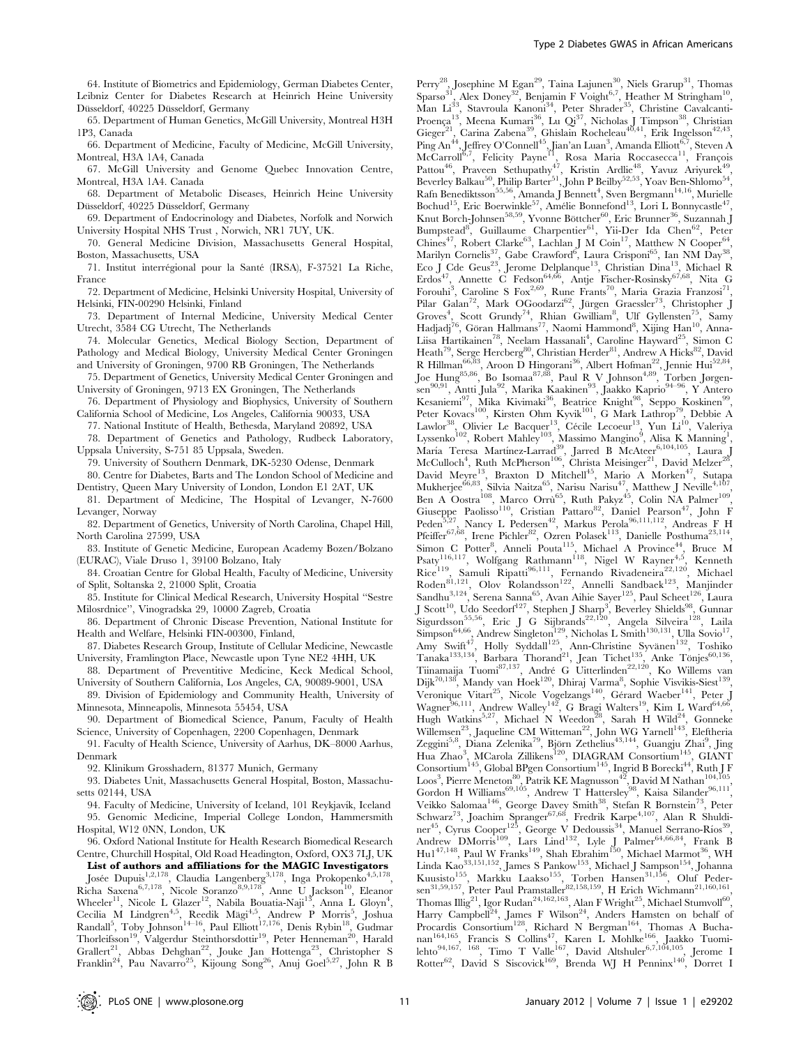64. Institute of Biometrics and Epidemiology, German Diabetes Center, Leibniz Center for Diabetes Research at Heinrich Heine University Düsseldorf, 40225 Düsseldorf, Germany

65. Department of Human Genetics, McGill University, Montreal H3H 1P3, Canada

66. Department of Medicine, Faculty of Medicine, McGill University, Montreal, H3A 1A4, Canada

67. McGill University and Genome Quebec Innovation Centre, Montreal, H3A 1A4. Canada

68. Department of Metabolic Diseases, Heinrich Heine University Düsseldorf, 40225 Düsseldorf, Germany

69. Department of Endocrinology and Diabetes, Norfolk and Norwich University Hospital NHS Trust , Norwich, NR1 7UY, UK.

70. General Medicine Division, Massachusetts General Hospital, Boston, Massachusetts, USA

71. Institut interrégional pour la Santé (IRSA), F-37521 La Riche, France

72. Department of Medicine, Helsinki University Hospital, University of Helsinki, FIN-00290 Helsinki, Finland

73. Department of Internal Medicine, University Medical Center Utrecht, 3584 CG Utrecht, The Netherlands

74. Molecular Genetics, Medical Biology Section, Department of Pathology and Medical Biology, University Medical Center Groningen and University of Groningen, 9700 RB Groningen, The Netherlands

75. Department of Genetics, University Medical Center Groningen and University of Groningen, 9713 EX Groningen, The Netherlands

76. Department of Physiology and Biophysics, University of Southern California School of Medicine, Los Angeles, California 90033, USA

77. National Institute of Health, Bethesda, Maryland 20892, USA

78. Department of Genetics and Pathology, Rudbeck Laboratory, Uppsala University, S-751 85 Uppsala, Sweden.

79. University of Southern Denmark, DK-5230 Odense, Denmark

80. Centre for Diabetes, Barts and The London School of Medicine and Dentistry, Queen Mary University of London, London E1 2AT, UK

81. Department of Medicine, The Hospital of Levanger, N-7600 Levanger, Norway

82. Department of Genetics, University of North Carolina, Chapel Hill, North Carolina 27599, USA

83. Institute of Genetic Medicine, European Academy Bozen/Bolzano (EURAC), Viale Druso 1, 39100 Bolzano, Italy

84. Croatian Centre for Global Health, Faculty of Medicine, University of Split, Soltanska 2, 21000 Split, Croatia

85. Institute for Clinical Medical Research, University Hospital "Sestre Milosrdnice", Vinogradska 29, 10000 Zagreb, Croatia

86. Department of Chronic Disease Prevention, National Institute for Health and Welfare, Helsinki FIN-00300, Finland,

87. Diabetes Research Group, Institute of Cellular Medicine, Newcastle University, Framlington Place, Newcastle upon Tyne NE2 4HH, UK

88. Department of Preventive Medicine, Keck Medical School, University of Southern California, Los Angeles, CA, 90089-9001, USA

89. Division of Epidemiology and Community Health, University of Minnesota, Minneapolis, Minnesota 55454, USA

90. Department of Biomedical Science, Panum, Faculty of Health Science, University of Copenhagen, 2200 Copenhagen, Denmark

91. Faculty of Health Science, University of Aarhus, DK–8000 Aarhus, Denmark

92. Klinikum Grosshadern, 81377 Munich, Germany

93. Diabetes Unit, Massachusetts General Hospital, Boston, Massachusetts 02144, USA

94. Faculty of Medicine, University of Iceland, 101 Reykjavík, Iceland

95. Genomic Medicine, Imperial College London, Hammersmith Hospital, W12 0NN, London, UK

96. Oxford National Institute for Health Research Biomedical Research Centre, Churchill Hospital, Old Road Headington, Oxford, OX3 7LJ, UK

**List of authors and affiliations for the MAGIC Investigators**

Josée Dupuis[1,2,178], Claudia Langenberg[3,178], Inga Prokopenko[4,5,178], Richa Saxena[6,7,178], Nicole Soranzo[8,9,178], Anne U Jackson[10], Eleanor Wheeler[11], Nicole L Glazer[12], Nabila Bouatia-Naji[13], Anna L Gloyn[4], Cecilia M Lindgren[4,5], Reedik Mägi[4,5], Andrew P Morris[5], Joshua Randall[5], Toby Johnson[14–16], Paul Elliott[17,176], Denis Rybin[18], Gudmar Thorleifsson[19], Valgerdur Steinthorsdottir[19], Peter Henneman[20], Harald Grallert[21], Abbas Dehghan[22], Jouke Jan Hottenga[23], Christopher S Franklin[24], Pau Navarro[25], Kijoung Song[26], Anuj Goel[5,27], John R B Perry[28], Josephine M Egan[29], Taina Lajunen[30], Niels Grarup[31], Thomas Sparsø[31], Alex Doney[32], Benjamin F Voight[6,7], Heather M Stringham[10], Man Li[33], Stavroula Kanoni[34], Peter Shrader[35], Christine Cavalcanti-Proença[13], Meena Kumari[36], Lu Qi[37], Nicholas J Timpson[38], Christian Gieger[21], Carina Zabena[39], Ghislain Rocheleau[40,41], Erik Ingelsson[42,43], Ping An[44], Jeffrey O'Connell[45], Jian'an Luan[3], Amanda Elliott[6,7], Steven A McCarroll[6,7], Felicity Payne[11], Rosa Maria Roccasecca[11], François Pattou[46], Praveen Sethupathy[47], Kristin Ardlie[48], Yavuz Ariyurek[49], Beverley Balkau[50], Philip Barter[51], John P Beilby[52,53], Yoav Ben-Shlomo[54], Rafn Benediktsson[55,56], Amanda J Bennett[4], Sven Bergmann[14,16], Murielle Bochud[15], Eric Boerwinkle[57], Amélie Bonnefond[13], Lori L Bonnycastle[47], Knut Borch-Johnsen[58,59], Yvonne Böttcher[60], Eric Brunner[36], Suzannah J Bumpstead[8], Guillaume Charpentier[61], Yii-Der Ida Chen[62], Peter Chines[47], Robert Clarke[63], Lachlan J M Coin[17], Matthew N Cooper[64], Marilyn Cornelis[37], Gabe Crawford[6], Laura Crisponi[65], Ian NM Day[38], Eco J Cde Geus[23], Jerome Delplanque[13], Christian Dina[13], Michael R Erdos[47], Annette C Fedson[64,66], Antje Fischer-Rosinsky[67,68], Nita G Forouhi[3], Caroline S Fox[2,69], Rune Frants[70], Maria Grazia Franzosi[71], Pilar Galan[72], Mark OGoodarzi[62], Jürgen Graessler[73], Christopher J Groves[4], Scott Grundy[74], Rhian Gwilliam[8], Ulf Gyllensten[75], Samy Hadjadj[76], Göran Hallmans[77], Naomi Hammond[8], Xijing Han[10], Anna-Liisa Hartikainen[78], Neelam Hassanali[4], Caroline Hayward[25], Simon C Heath[79], Serge Hercberg[80], Christian Herder[81], Andrew A Hicks[82], David R Hillman[66,83], Aroon D Hingorani[36], Albert Hofman[22], Jennie Hui[52,84], Joe Hung[85,86], Bo Isomaa[87,88], Paul R V Johnson[4,89], Torben Jørgensen[90,91], Antti Jula[92], Marika Kaakinen[93], Jaakko Kaprio[94–96], Y Antero Kesaniemi[97], Mika Kivimaki[36], Beatrice Knight[98], Seppo Koskinen[99], Peter Kovacs[100], Kirsten Ohm Kyvik[101], G Mark Lathrop[79], Debbie A Lawlor[38], Olivier Le Bacquer[13], Cécile Lecoeur[13], Yun Li[10], Valeriya Lyssenko[102], Robert Mahley[103], Massimo Mangino[9], Alisa K Manning[1], María Teresa Martínez-Larrad[39], Jarred B McAteer[6,104,105], Laura J McCulloch[4], Ruth McPherson[106], Christa Meisinger[21], David Melzer[28], David Meyre[13], Braxton D Mitchell[45], Mario A Morken[47], Sutapa Mukherjee[66,83], Silvia Naitza[65], Narisu Narisu[47], Matthew J Neville[4,107], Ben A Oostra[108], Marco Orrù[65], Ruth Pakyz[45], Colin NA Palmer[109], Giuseppe Paolisso[110], Cristian Pattaro[82], Daniel Pearson[47], John F Peden[5,27], Nancy L Pedersen[42], Markus Perola[96,111,112], Andreas F H Pfeiffer[67,68], Irene Pichler[82], Ozren Polasek[113], Danielle Posthuma[23,114], Simon C Potter[8], Anneli Pouta[115], Michael A Province[44], Bruce M Psaty[116,117], Wolfgang Rathmann[118], Nigel W Rayner[4,5], Kenneth Rice[119], Samuli Ripatti[96,111], Fernando Rivadeneira[22,120], Michael Roden[81,121], Olov Rolandsson[122], Annelli Sandbaek[123], Manjinder Sandhu[3,124], Serena Sanna[65], Avan Aihie Sayer[125], Paul Scheet[126], Laura J Scott[10], Udo Seedorf[127], Stephen J Sharp[3], Beverley Shields[98], Gunnar Sigurdsson[55,56], Eric J G Sijbrands[22,120], Angela Silveira[128], Laila Simpson[64,66], Andrew Singleton[129], Nicholas L Smith[130,131], Ulla Sovio[17], Amy Swift[47], Holly Syddall[125], Ann-Christine Syvänen[132], Toshiko Tanaka[133,134], Barbara Thorand[21], Jean Tichet[135], Anke Tönjes[60,136], Tiinamaija Tuomi[87,137], André G Uitterlinden[22,120], Ko Willems van Dijk[70,138], Mandy van Hoek[120], Dhiraj Varma[8], Sophie Visvikis-Siest[139], Veronique Vitart[25], Nicole Vogelzangs[140], Gérard Waeber[141], Peter J Wagner[96,111], Andrew Walley[142], G Bragi Walters[19], Kim L Ward[64,66], Hugh Watkins[5,27], Michael N Weedon[28], Sarah H Wild[24], Gonneke Willemsen[23], Jaqueline CM Witteman[22], John WG Yarnell[143], Eleftheria Zeggini[5,8], Diana Zelenika[79], Björn Zethelius[43,144], Guangju Zhai[9], Jing Hua Zhao[3], MCarola Zillikens[120], DIAGRAM Consortium[145], GIANT Consortium[145], Global BPgen Consortium[145], Ingrid B Borecki[44], Ruth J F Loos[3], Pierre Meneton[80], Patrik KE Magnusson[42], David M Nathan[104,105], Gordon H Williams[69,105], Andrew T Hattersley[98], Kaisa Silander[96,111], Veikko Salomaa[146], George Davey Smith[38], Stefan R Bornstein[73], Peter Schwarz[73], Joachim Spranger[67,68], Fredrik Karpe[4,107], Alan R Shuldiner[45], Cyrus Cooper[125], George V Dedoussis[34], Manuel Serrano-Ríos[39], Andrew DMorris[109], Lars Lind[132], Lyle J Palmer[64,66,84], Frank B Hu[147,148], Paul W Franks[149], Shah Ebrahim[150], Michael Marmot[36], WH Linda Kao[33,151,152], James S Pankow[153], Michael J Sampson[154], Johanna Kuusisto[155], Markku Laakso[155], Torben Hansen[31,156], Oluf Pedersen[31,59,157], Peter Paul Pramstaller[82,158,159], H Erich Wichmann[21,160,161], Thomas Illig[21], Igor Rudan[24,162,163], Alan F Wright[25], Michael Stumvoll[60], Harry Campbell[24], James F Wilson[24], Anders Hamsten on behalf of Procardis Consortium[128], Richard N Bergman[164], Thomas A Buchanan[164,165], Francis S Collins[47], Karen L Mohlke[166], Jaakko Tuomilehto[94,167, 168], Timo T Valle[167], David Altshuler[6,7,104,105], Jerome I Rotter[62], David S Siscovick[169], Brenda WJ H Penninx[140], Dorret I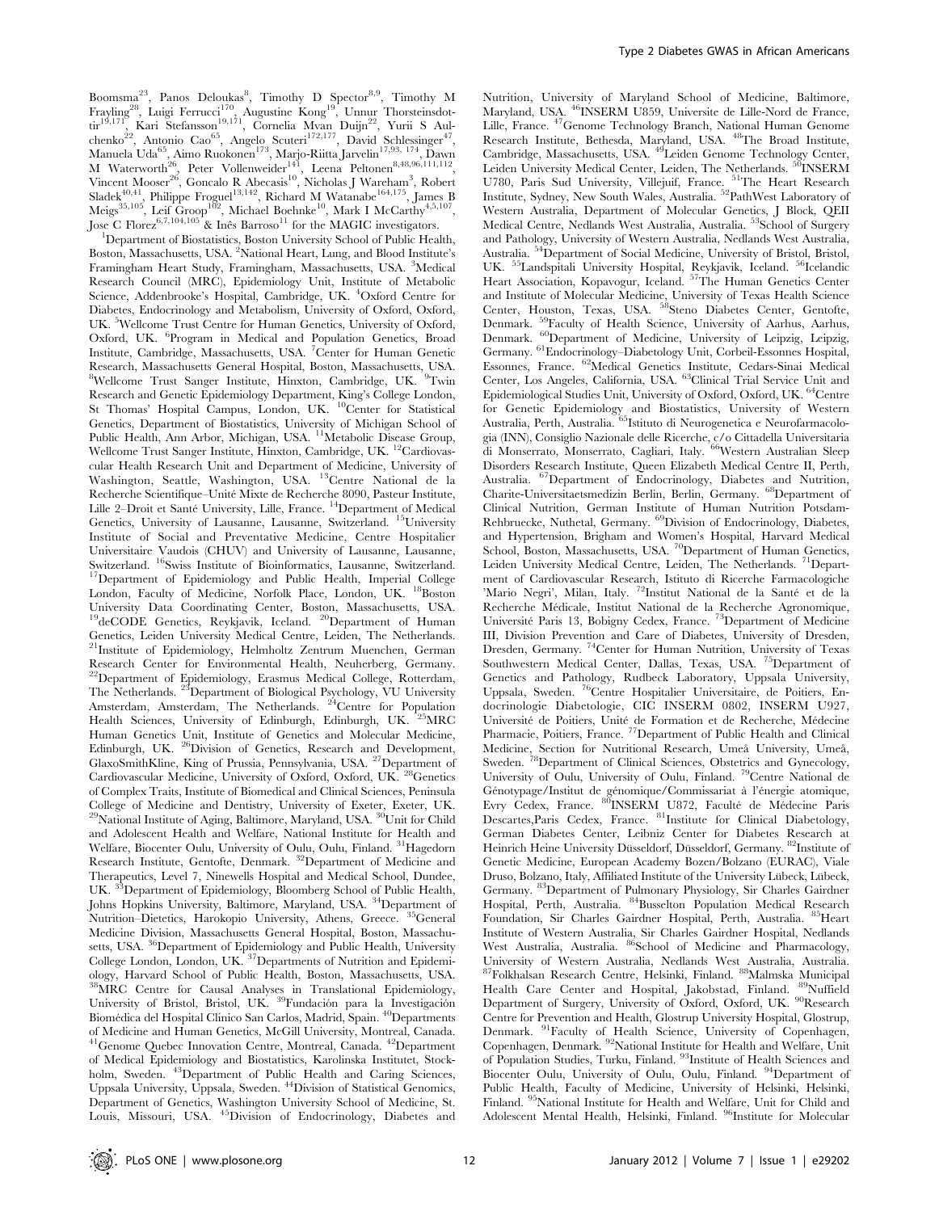Boomsma[23], Panos Deloukas[8], Timothy D Spector[8,9], Timothy M Frayling[28], Luigi Ferrucci[170], Augustine Kong[19], Unnur Thorsteinsdottir[19,171], Kari Stefansson[19,171], Cornelia Mvan Duijn[22], Yurii S Aulchenko[22], Antonio Cao[65], Angelo Scuteri[172,177], David Schlessinger[47], Manuela Uda[65], Aimo Ruokonen[173], Marjo-Riitta Jarvelin[17,93, 174], Dawn M Waterworth[26], Peter Vollenweider[141], Leena Peltonen[8,48,96,111,112], Vincent Mooser[26], Goncalo R Abecasis[10], Nicholas J Wareham[3], Robert Sladek[40,41], Philippe Froguel[13,142], Richard M Watanabe[164,175], James B Meigs[35,105], Leif Groop[102], Michael Boehnke[10], Mark I McCarthy[4,5,107], Jose C Florez[6,7,104,105] & Inês Barroso[11] for the MAGIC investigators.

[1]Department of Biostatistics, Boston University School of Public Health, Boston, Massachusetts, USA. [2]National Heart, Lung, and Blood Institute's Framingham Heart Study, Framingham, Massachusetts, USA. [3]Medical Research Council (MRC), Epidemiology Unit, Institute of Metabolic Science, Addenbrooke's Hospital, Cambridge, UK. [4]Oxford Centre for Diabetes, Endocrinology and Metabolism, University of Oxford, Oxford, UK. [5]Wellcome Trust Centre for Human Genetics, University of Oxford, Oxford, UK. [6]Program in Medical and Population Genetics, Broad Institute, Cambridge, Massachusetts, USA. [7]Center for Human Genetic Research, Massachusetts General Hospital, Boston, Massachusetts, USA. [8]Wellcome Trust Sanger Institute, Hinxton, Cambridge, UK. [9]Twin Research and Genetic Epidemiology Department, King's College London, St Thomas' Hospital Campus, London, UK. [10]Center for Statistical Genetics, Department of Biostatistics, University of Michigan School of Public Health, Ann Arbor, Michigan, USA. [11]Metabolic Disease Group, Wellcome Trust Sanger Institute, Hinxton, Cambridge, UK. [12]Cardiovascular Health Research Unit and Department of Medicine, University of Washington, Seattle, Washington, USA. [13]Centre National de la Recherche Scientifique–Unité Mixte de Recherche 8090, Pasteur Institute, Lille 2–Droit et Santé University, Lille, France. [14]Department of Medical Genetics, University of Lausanne, Lausanne, Switzerland. [15]University Institute of Social and Preventative Medicine, Centre Hospitalier Universitaire Vaudois (CHUV) and University of Lausanne, Lausanne, Switzerland. [16]Swiss Institute of Bioinformatics, Lausanne, Switzerland. [17]Department of Epidemiology and Public Health, Imperial College London, Faculty of Medicine, Norfolk Place, London, UK. [18]Boston University Data Coordinating Center, Boston, Massachusetts, USA. [19]deCODE Genetics, Reykjavik, Iceland. [20]Department of Human Genetics, Leiden University Medical Centre, Leiden, The Netherlands. [21]Institute of Epidemiology, Helmholtz Zentrum Muenchen, German Research Center for Environmental Health, Neuherberg, Germany. [22]Department of Epidemiology, Erasmus Medical College, Rotterdam, The Netherlands. [23]Department of Biological Psychology, VU University Amsterdam, Amsterdam, The Netherlands. [24]Centre for Population Health Sciences, University of Edinburgh, Edinburgh, UK. [25]MRC Human Genetics Unit, Institute of Genetics and Molecular Medicine, Edinburgh, UK. [26]Division of Genetics, Research and Development, GlaxoSmithKline, King of Prussia, Pennsylvania, USA. [27]Department of Cardiovascular Medicine, University of Oxford, Oxford, UK. [28]Genetics of Complex Traits, Institute of Biomedical and Clinical Sciences, Peninsula College of Medicine and Dentistry, University of Exeter, Exeter, UK. [29]National Institute of Aging, Baltimore, Maryland, USA. [30]Unit for Child and Adolescent Health and Welfare, National Institute for Health and Welfare, Biocenter Oulu, University of Oulu, Oulu, Finland. [31]Hagedorn Research Institute, Gentofte, Denmark. [32]Department of Medicine and Therapeutics, Level 7, Ninewells Hospital and Medical School, Dundee, UK. [33]Department of Epidemiology, Bloomberg School of Public Health, Johns Hopkins University, Baltimore, Maryland, USA. [34]Department of Nutrition–Dietetics, Harokopio University, Athens, Greece. [35]General Medicine Division, Massachusetts General Hospital, Boston, Massachusetts, USA. [36]Department of Epidemiology and Public Health, University College London, London, UK. [37]Departments of Nutrition and Epidemiology, Harvard School of Public Health, Boston, Massachusetts, USA. [38]MRC Centre for Causal Analyses in Translational Epidemiology, University of Bristol, Bristol, UK. [39]Fundación para la Investigación Biomédica del Hospital Clínico San Carlos, Madrid, Spain. [40]Departments of Medicine and Human Genetics, McGill University, Montreal, Canada. [41]Genome Quebec Innovation Centre, Montreal, Canada. [42]Department of Medical Epidemiology and Biostatistics, Karolinska Institutet, Stockholm, Sweden. [43]Department of Public Health and Caring Sciences, Uppsala University, Uppsala, Sweden. [44]Division of Statistical Genomics, Department of Genetics, Washington University School of Medicine, St. Louis, Missouri, USA. [45]Division of Endocrinology, Diabetes and Nutrition, University of Maryland School of Medicine, Baltimore, Maryland, USA. [46]INSERM U859, Universite de Lille-Nord de France, Lille, France. [47]Genome Technology Branch, National Human Genome Research Institute, Bethesda, Maryland, USA. [48]The Broad Institute, Cambridge, Massachusetts, USA. [49]Leiden Genome Technology Center, Leiden University Medical Center, Leiden, The Netherlands. [50]INSERM U780, Paris Sud University, Villejuif, France. [51]The Heart Research Institute, Sydney, New South Wales, Australia. [52]PathWest Laboratory of Western Australia, Department of Molecular Genetics, J Block, QEII Medical Centre, Nedlands West Australia, Australia. [53]School of Surgery and Pathology, University of Western Australia, Nedlands West Australia, Australia. [54]Department of Social Medicine, University of Bristol, Bristol, UK. [55]Landspitali University Hospital, Reykjavik, Iceland. [56]Icelandic Heart Association, Kopavogur, Iceland. [57]The Human Genetics Center and Institute of Molecular Medicine, University of Texas Health Science Center, Houston, Texas, USA. [58]Steno Diabetes Center, Gentofte, Denmark. [59]Faculty of Health Science, University of Aarhus, Aarhus, Denmark. [60]Department of Medicine, University of Leipzig, Leipzig, Germany. [61]Endocrinology–Diabetology Unit, Corbeil-Essonnes Hospital, Essonnes, France. [62]Medical Genetics Institute, Cedars-Sinai Medical Center, Los Angeles, California, USA. [63]Clinical Trial Service Unit and Epidemiological Studies Unit, University of Oxford, Oxford, UK. [64]Centre for Genetic Epidemiology and Biostatistics, University of Western Australia, Perth, Australia. [65]Istituto di Neurogenetica e Neurofarmacologia (INN), Consiglio Nazionale delle Ricerche, c/o Cittadella Universitaria di Monserrato, Monserrato, Cagliari, Italy. [66]Western Australian Sleep Disorders Research Institute, Queen Elizabeth Medical Centre II, Perth, Australia. [67]Department of Endocrinology, Diabetes and Nutrition, Charite-Universitaetsmedizin Berlin, Berlin, Germany. [68]Department of Clinical Nutrition, German Institute of Human Nutrition Potsdam-Rehbruecke, Nuthetal, Germany. [69]Division of Endocrinology, Diabetes, and Hypertension, Brigham and Women's Hospital, Harvard Medical School, Boston, Massachusetts, USA. [70]Department of Human Genetics, Leiden University Medical Centre, Leiden, The Netherlands. [71]Department of Cardiovascular Research, Istituto di Ricerche Farmacologiche 'Mario Negri', Milan, Italy. [72]Institut National de la Santé et de la Recherche Médicale, Institut National de la Recherche Agronomique, Université Paris 13, Bobigny Cedex, France. [73]Department of Medicine III, Division Prevention and Care of Diabetes, University of Dresden, Dresden, Germany. [74]Center for Human Nutrition, University of Texas Southwestern Medical Center, Dallas, Texas, USA. [75]Department of Genetics and Pathology, Rudbeck Laboratory, Uppsala University, Uppsala, Sweden. [76]Centre Hospitalier Universitaire, de Poitiers, Endocrinologie Diabetologie, CIC INSERM 0802, INSERM U927, Université de Poitiers, Unité de Formation et de Recherche, Médecine Pharmacie, Poitiers, France. [77]Department of Public Health and Clinical Medicine, Section for Nutritional Research, Umeå University, Umeå, Sweden. [78]Department of Clinical Sciences, Obstetrics and Gynecology, University of Oulu, University of Oulu, Finland. [79]Centre National de Génotypage/Institut de génomique/Commissariat à l'énergie atomique, Evry Cedex, France. [80]INSERM U872, Faculté de Médecine Paris Descartes,Paris Cedex, France. [81]Institute for Clinical Diabetology, German Diabetes Center, Leibniz Center for Diabetes Research at Heinrich Heine University Düsseldorf, Düsseldorf, Germany. [82]Institute of Genetic Medicine, European Academy Bozen/Bolzano (EURAC), Viale Druso, Bolzano, Italy, Affiliated Institute of the University Lübeck, Lübeck, Germany. [83]Department of Pulmonary Physiology, Sir Charles Gairdner Hospital, Perth, Australia. [84]Busselton Population Medical Research Foundation, Sir Charles Gairdner Hospital, Perth, Australia. [85]Heart Institute of Western Australia, Sir Charles Gairdner Hospital, Nedlands West Australia, Australia. [86]School of Medicine and Pharmacology, University of Western Australia, Nedlands West Australia, Australia. [87]Folkhalsan Research Centre, Helsinki, Finland. [88]Malmska Municipal Health Care Center and Hospital, Jakobstad, Finland. [89]Nuffield Department of Surgery, University of Oxford, Oxford, UK. [90]Research Centre for Prevention and Health, Glostrup University Hospital, Glostrup, Denmark. [91]Faculty of Health Science, University of Copenhagen, Copenhagen, Denmark. [92]National Institute for Health and Welfare, Unit of Population Studies, Turku, Finland. [93]Institute of Health Sciences and Biocenter Oulu, University of Oulu, Oulu, Finland. [94]Department of Public Health, Faculty of Medicine, University of Helsinki, Helsinki, Finland. [95]National Institute for Health and Welfare, Unit for Child and Adolescent Mental Health, Helsinki, Finland. [96]Institute for Molecular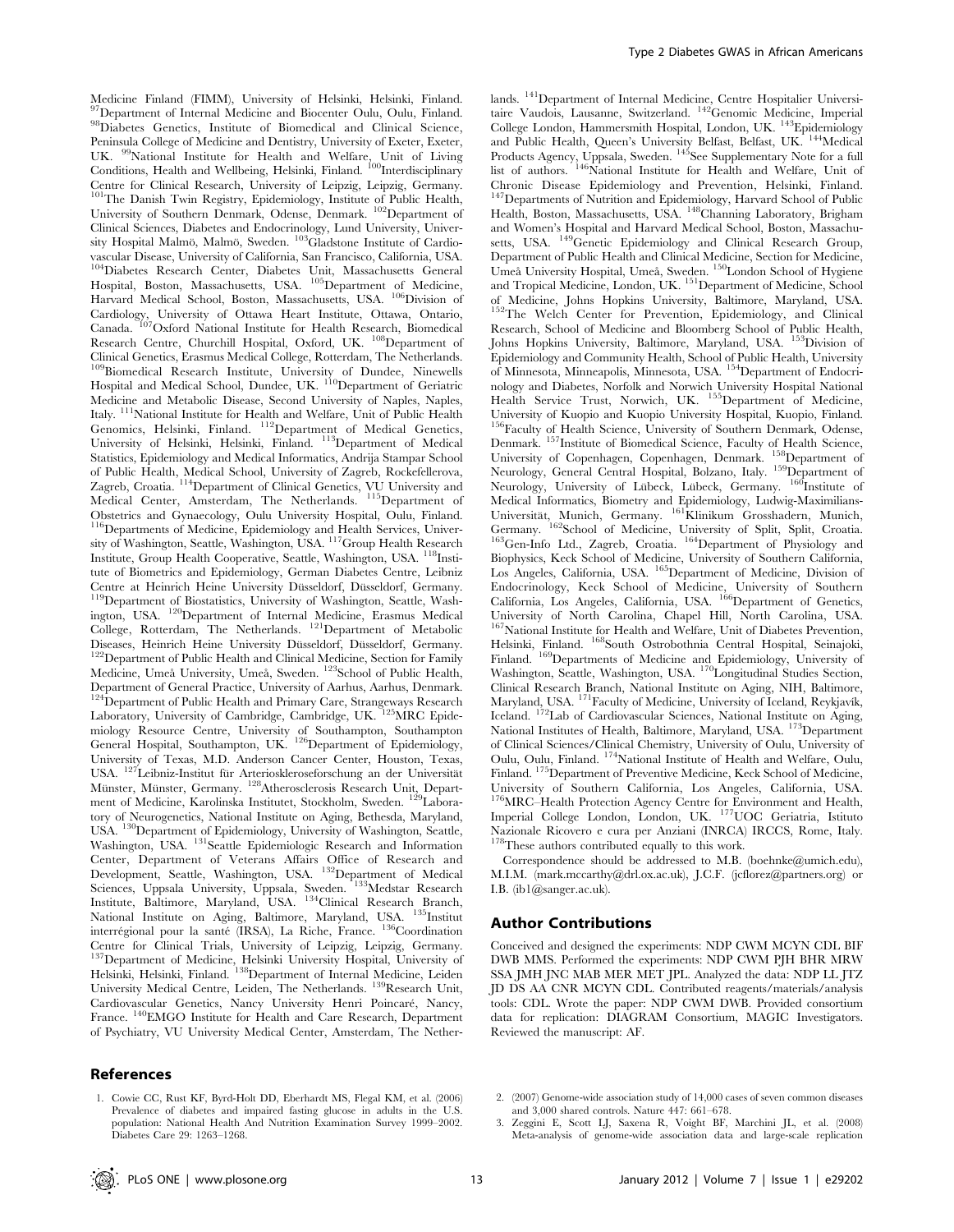Medicine Finland (FIMM), University of Helsinki, Helsinki, Finland. [97]Department of Internal Medicine and Biocenter Oulu, Oulu, Finland. [98]Diabetes Genetics, Institute of Biomedical and Clinical Science, Peninsula College of Medicine and Dentistry, University of Exeter, Exeter, UK. [99]National Institute for Health and Welfare, Unit of Living Conditions, Health and Wellbeing, Helsinki, Finland. [100]Interdisciplinary Centre for Clinical Research, University of Leipzig, Leipzig, Germany. [101]The Danish Twin Registry, Epidemiology, Institute of Public Health, University of Southern Denmark, Odense, Denmark. [102]Department of Clinical Sciences, Diabetes and Endocrinology, Lund University, University Hospital Malmö, Malmö, Sweden. [103]Gladstone Institute of Cardiovascular Disease, University of California, San Francisco, California, USA. [104]Diabetes Research Center, Diabetes Unit, Massachusetts General Hospital, Boston, Massachusetts, USA. [105]Department of Medicine, Harvard Medical School, Boston, Massachusetts, USA. [106]Division of Cardiology, University of Ottawa Heart Institute, Ottawa, Ontario, Canada. [107]Oxford National Institute for Health Research, Biomedical Research Centre, Churchill Hospital, Oxford, UK. [108]Department of Clinical Genetics, Erasmus Medical College, Rotterdam, The Netherlands. [109]Biomedical Research Institute, University of Dundee, Ninewells Hospital and Medical School, Dundee, UK. [110]Department of Geriatric Medicine and Metabolic Disease, Second University of Naples, Naples, Italy. [111]National Institute for Health and Welfare, Unit of Public Health Genomics, Helsinki, Finland. [112]Department of Medical Genetics, University of Helsinki, Helsinki, Finland. [113]Department of Medical Statistics, Epidemiology and Medical Informatics, Andrija Stampar School of Public Health, Medical School, University of Zagreb, Rockefellerova, Zagreb, Croatia. [114]Department of Clinical Genetics, VU University and Medical Center, Amsterdam, The Netherlands. [115]Department of Obstetrics and Gynaecology, Oulu University Hospital, Oulu, Finland. [116]Departments of Medicine, Epidemiology and Health Services, University of Washington, Seattle, Washington, USA. [117]Group Health Research Institute, Group Health Cooperative, Seattle, Washington, USA. [118]Institute of Biometrics and Epidemiology, German Diabetes Centre, Leibniz Centre at Heinrich Heine University Düsseldorf, Düsseldorf, Germany. [119]Department of Biostatistics, University of Washington, Seattle, Washington, USA. [120]Department of Internal Medicine, Erasmus Medical College, Rotterdam, The Netherlands. [121]Department of Metabolic Diseases, Heinrich Heine University Düsseldorf, Düsseldorf, Germany. [122]Department of Public Health and Clinical Medicine, Section for Family Medicine, Umeå University, Umeå, Sweden. [123]School of Public Health, Department of General Practice, University of Aarhus, Aarhus, Denmark. [124]Department of Public Health and Primary Care, Strangeways Research Laboratory, University of Cambridge, Cambridge, UK. [125]MRC Epidemiology Resource Centre, University of Southampton, Southampton General Hospital, Southampton, UK. [126]Department of Epidemiology, University of Texas, M.D. Anderson Cancer Center, Houston, Texas, USA. [127]Leibniz-Institut für Arterioskleroseforschung an der Universität Münster, Münster, Germany. [128]Atherosclerosis Research Unit, Department of Medicine, Karolinska Institutet, Stockholm, Sweden. [129]Laboratory of Neurogenetics, National Institute on Aging, Bethesda, Maryland, USA. [130]Department of Epidemiology, University of Washington, Seattle, Washington, USA. [131]Seattle Epidemiologic Research and Information Center, Department of Veterans Affairs Office of Research and Development, Seattle, Washington, USA. [132]Department of Medical Sciences, Uppsala University, Uppsala, Sweden. [133]Medstar Research Institute, Baltimore, Maryland, USA. [134]Clinical Research Branch, National Institute on Aging, Baltimore, Maryland, USA. [135]Institut interrégional pour la santé (IRSA), La Riche, France. [136]Coordination Centre for Clinical Trials, University of Leipzig, Leipzig, Germany. [137]Department of Medicine, Helsinki University Hospital, University of Helsinki, Helsinki, Finland. [138]Department of Internal Medicine, Leiden University Medical Centre, Leiden, The Netherlands. [139]Research Unit, Cardiovascular Genetics, Nancy University Henri Poincaré, Nancy, France. [140]EMGO Institute for Health and Care Research, Department of Psychiatry, VU University Medical Center, Amsterdam, The Netherlands. [141]Department of Internal Medicine, Centre Hospitalier Universitaire Vaudois, Lausanne, Switzerland. [142]Genomic Medicine, Imperial College London, Hammersmith Hospital, London, UK. [143]Epidemiology and Public Health, Queen's University Belfast, Belfast, UK. [144]Medical Products Agency, Uppsala, Sweden. [145]See Supplementary Note for a full list of authors. [146]National Institute for Health and Welfare, Unit of Chronic Disease Epidemiology and Prevention, Helsinki, Finland. [147]Departments of Nutrition and Epidemiology, Harvard School of Public Health, Boston, Massachusetts, USA. [148]Channing Laboratory, Brigham and Women's Hospital and Harvard Medical School, Boston, Massachusetts, USA. [149]Genetic Epidemiology and Clinical Research Group, Department of Public Health and Clinical Medicine, Section for Medicine, Umeå University Hospital, Umeå, Sweden. [150]London School of Hygiene and Tropical Medicine, London, UK. [151]Department of Medicine, School of Medicine, Johns Hopkins University, Baltimore, Maryland, USA. [152]The Welch Center for Prevention, Epidemiology, and Clinical Research, School of Medicine and Bloomberg School of Public Health, Johns Hopkins University, Baltimore, Maryland, USA. [153]Division of Epidemiology and Community Health, School of Public Health, University of Minnesota, Minneapolis, Minnesota, USA. [154]Department of Endocrinology and Diabetes, Norfolk and Norwich University Hospital National Health Service Trust, Norwich, UK. [155]Department of Medicine, University of Kuopio and Kuopio University Hospital, Kuopio, Finland. [156]Faculty of Health Science, University of Southern Denmark, Odense, Denmark. [157]Institute of Biomedical Science, Faculty of Health Science, University of Copenhagen, Copenhagen, Denmark. [158]Department of Neurology, General Central Hospital, Bolzano, Italy. [159]Department of Neurology, University of Lübeck, Lübeck, Germany. [160]Institute of Medical Informatics, Biometry and Epidemiology, Ludwig-Maximilians-Universität, Munich, Germany. [161]Klinikum Grosshadern, Munich, Germany. [162]School of Medicine, University of Split, Split, Croatia. [163]Gen-Info Ltd., Zagreb, Croatia. [164]Department of Physiology and Biophysics, Keck School of Medicine, University of Southern California, Los Angeles, California, USA. [165]Department of Medicine, Division of Endocrinology, Keck School of Medicine, University of Southern California, Los Angeles, California, USA. [166]Department of Genetics, University of North Carolina, Chapel Hill, North Carolina, USA. [167]National Institute for Health and Welfare, Unit of Diabetes Prevention, Helsinki, Finland. [168]South Ostrobothnia Central Hospital, Seinajoki, Finland. [169]Departments of Medicine and Epidemiology, University of Washington, Seattle, Washington, USA. [170]Longitudinal Studies Section, Clinical Research Branch, National Institute on Aging, NIH, Baltimore, Maryland, USA. [171]Faculty of Medicine, University of Iceland, Reykjavík, Iceland. [172]Lab of Cardiovascular Sciences, National Institute on Aging, National Institutes of Health, Baltimore, Maryland, USA. [173]Department of Clinical Sciences/Clinical Chemistry, University of Oulu, University of Oulu, Oulu, Finland. [174]National Institute of Health and Welfare, Oulu, Finland. [175]Department of Preventive Medicine, Keck School of Medicine, University of Southern California, Los Angeles, California, USA. [176]MRC–Health Protection Agency Centre for Environment and Health, Imperial College London, London, UK. [177]UOC Geriatria, Istituto Nazionale Ricovero e cura per Anziani (INRCA) IRCCS, Rome, Italy. [178]These authors contributed equally to this work.

Correspondence should be addressed to M.B. (boehnke@umich.edu), M.I.M. (mark.mccarthy@drl.ox.ac.uk), J.C.F. (jcflorez@partners.org) or I.B. (ib1@sanger.ac.uk).

## Author Contributions

Conceived and designed the experiments: NDP CWM MCYN CDL BIF DWB MMS. Performed the experiments: NDP CWM PJH BHR MRW SSA JMH JNC MAB MER MET JPL. Analyzed the data: NDP LL JTZ JD DS AA CNR MCYN CDL. Contributed reagents/materials/analysis tools: CDL. Wrote the paper: NDP CWM DWB. Provided consortium data for replication: DIAGRAM Consortium, MAGIC Investigators. Reviewed the manuscript: AF.

## References

1. Cowie CC, Rust KF, Byrd-Holt DD, Eberhardt MS, Flegal KM, et al. (2006) Prevalence of diabetes and impaired fasting glucose in adults in the U.S. population: National Health And Nutrition Examination Survey 1999–2002. Diabetes Care 29: 1263–1268.
2. (2007) Genome-wide association study of 14,000 cases of seven common diseases and 3,000 shared controls. Nature 447: 661–678.
3. Zeggini E, Scott LJ, Saxena R, Voight BF, Marchini JL, et al. (2008) Meta-analysis of genome-wide association data and large-scale replication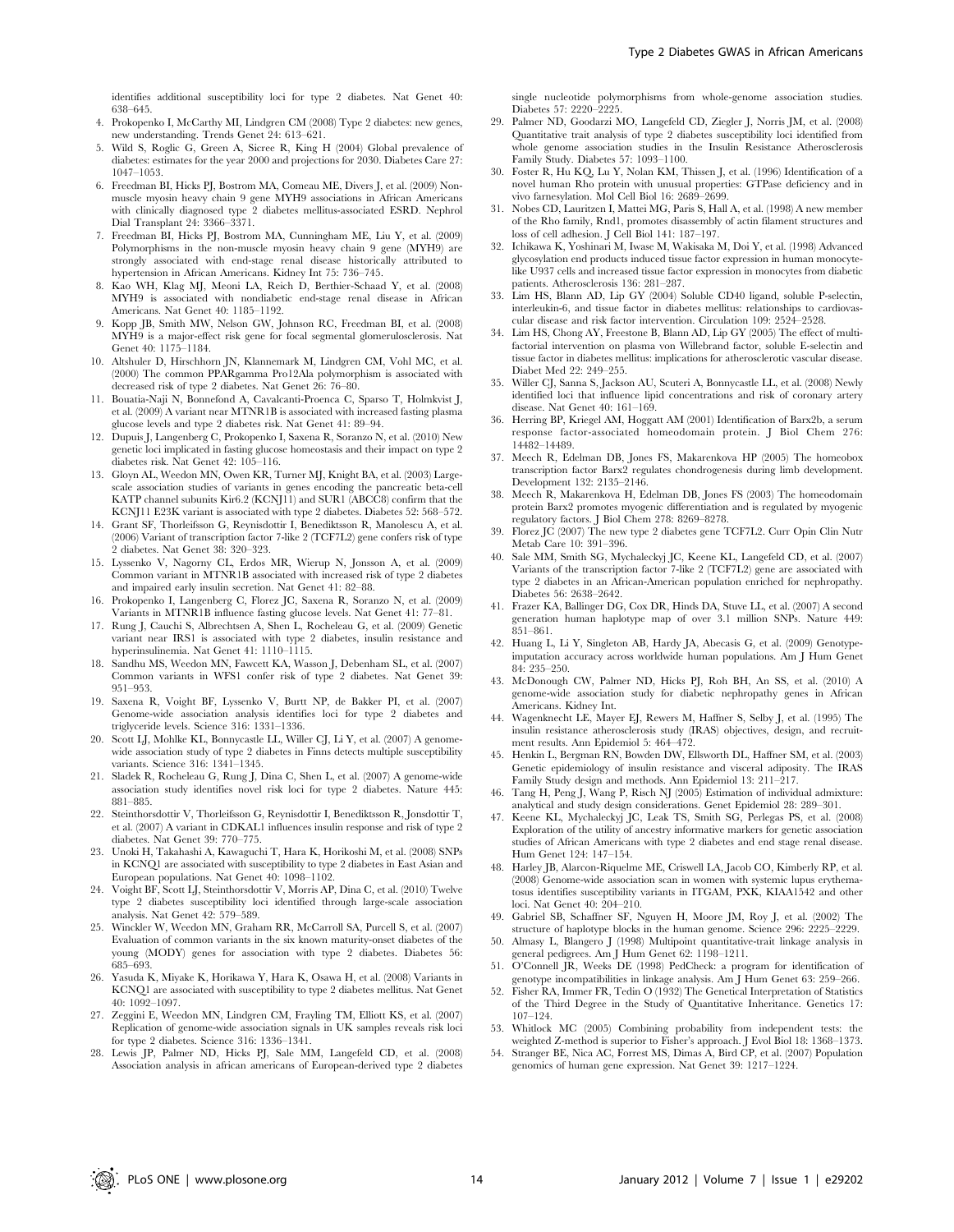identifies additional susceptibility loci for type 2 diabetes. Nat Genet 40: 638–645.

4. Prokopenko I, McCarthy MI, Lindgren CM (2008) Type 2 diabetes: new genes, new understanding. Trends Genet 24: 613–621.
5. Wild S, Roglic G, Green A, Sicree R, King H (2004) Global prevalence of diabetes: estimates for the year 2000 and projections for 2030. Diabetes Care 27: 1047–1053.
6. Freedman BI, Hicks PJ, Bostrom MA, Comeau ME, Divers J, et al. (2009) Non-muscle myosin heavy chain 9 gene MYH9 associations in African Americans with clinically diagnosed type 2 diabetes mellitus-associated ESRD. Nephrol Dial Transplant 24: 3366–3371.
7. Freedman BI, Hicks PJ, Bostrom MA, Cunningham ME, Liu Y, et al. (2009) Polymorphisms in the non-muscle myosin heavy chain 9 gene (MYH9) are strongly associated with end-stage renal disease historically attributed to hypertension in African Americans. Kidney Int 75: 736–745.
8. Kao WH, Klag MJ, Meoni LA, Reich D, Berthier-Schaad Y, et al. (2008) MYH9 is associated with nondiabetic end-stage renal disease in African Americans. Nat Genet 40: 1185–1192.
9. Kopp JB, Smith MW, Nelson GW, Johnson RC, Freedman BI, et al. (2008) MYH9 is a major-effect risk gene for focal segmental glomerulosclerosis. Nat Genet 40: 1175–1184.
10. Altshuler D, Hirschhorn JN, Klannemark M, Lindgren CM, Vohl MC, et al. (2000) The common PPARgamma Pro12Ala polymorphism is associated with decreased risk of type 2 diabetes. Nat Genet 26: 76–80.
11. Bouatia-Naji N, Bonnefond A, Cavalcanti-Proenca C, Sparso T, Holmkvist J, et al. (2009) A variant near MTNR1B is associated with increased fasting plasma glucose levels and type 2 diabetes risk. Nat Genet 41: 89–94.
12. Dupuis J, Langenberg C, Prokopenko I, Saxena R, Soranzo N, et al. (2010) New genetic loci implicated in fasting glucose homeostasis and their impact on type 2 diabetes risk. Nat Genet 42: 105–116.
13. Gloyn AL, Weedon MN, Owen KR, Turner MJ, Knight BA, et al. (2003) Large-scale association studies of variants in genes encoding the pancreatic beta-cell KATP channel subunits Kir6.2 (KCNJ11) and SUR1 (ABCC8) confirm that the KCNJ11 E23K variant is associated with type 2 diabetes. Diabetes 52: 568–572.
14. Grant SF, Thorleifsson G, Reynisdottir I, Benediktsson R, Manolescu A, et al. (2006) Variant of transcription factor 7-like 2 (TCF7L2) gene confers risk of type 2 diabetes. Nat Genet 38: 320–323.
15. Lyssenko V, Nagorny CL, Erdos MR, Wierup N, Jonsson A, et al. (2009) Common variant in MTNR1B associated with increased risk of type 2 diabetes and impaired early insulin secretion. Nat Genet 41: 82–88.
16. Prokopenko I, Langenberg C, Florez JC, Saxena R, Soranzo N, et al. (2009) Variants in MTNR1B influence fasting glucose levels. Nat Genet 41: 77–81.
17. Rung J, Cauchi S, Albrechtsen A, Shen L, Rocheleau G, et al. (2009) Genetic variant near IRS1 is associated with type 2 diabetes, insulin resistance and hyperinsulinemia. Nat Genet 41: 1110–1115.
18. Sandhu MS, Weedon MN, Fawcett KA, Wasson J, Debenham SL, et al. (2007) Common variants in WFS1 confer risk of type 2 diabetes. Nat Genet 39: 951–953.
19. Saxena R, Voight BF, Lyssenko V, Burtt NP, de Bakker PI, et al. (2007) Genome-wide association analysis identifies loci for type 2 diabetes and triglyceride levels. Science 316: 1331–1336.
20. Scott LJ, Mohlke KL, Bonnycastle LL, Willer CJ, Li Y, et al. (2007) A genome-wide association study of type 2 diabetes in Finns detects multiple susceptibility variants. Science 316: 1341–1345.
21. Sladek R, Rocheleau G, Rung J, Dina C, Shen L, et al. (2007) A genome-wide association study identifies novel risk loci for type 2 diabetes. Nature 445: 881–885.
22. Steinthorsdottir V, Thorleifsson G, Reynisdottir I, Benediktsson R, Jonsdottir T, et al. (2007) A variant in CDKAL1 influences insulin response and risk of type 2 diabetes. Nat Genet 39: 770–775.
23. Unoki H, Takahashi A, Kawaguchi T, Hara K, Horikoshi M, et al. (2008) SNPs in KCNQ1 are associated with susceptibility to type 2 diabetes in East Asian and European populations. Nat Genet 40: 1098–1102.
24. Voight BF, Scott LJ, Steinthorsdottir V, Morris AP, Dina C, et al. (2010) Twelve type 2 diabetes susceptibility loci identified through large-scale association analysis. Nat Genet 42: 579–589.
25. Winckler W, Weedon MN, Graham RR, McCarroll SA, Purcell S, et al. (2007) Evaluation of common variants in the six known maturity-onset diabetes of the young (MODY) genes for association with type 2 diabetes. Diabetes 56: 685–693.
26. Yasuda K, Miyake K, Horikawa Y, Hara K, Osawa H, et al. (2008) Variants in KCNQ1 are associated with susceptibility to type 2 diabetes mellitus. Nat Genet 40: 1092–1097.
27. Zeggini E, Weedon MN, Lindgren CM, Frayling TM, Elliott KS, et al. (2007) Replication of genome-wide association signals in UK samples reveals risk loci for type 2 diabetes. Science 316: 1336–1341.
28. Lewis JP, Palmer ND, Hicks PJ, Sale MM, Langefeld CD, et al. (2008) Association analysis in african americans of European-derived type 2 diabetes single nucleotide polymorphisms from whole-genome association studies. Diabetes 57: 2220–2225.
29. Palmer ND, Goodarzi MO, Langefeld CD, Ziegler J, Norris JM, et al. (2008) Quantitative trait analysis of type 2 diabetes susceptibility loci identified from whole genome association studies in the Insulin Resistance Atherosclerosis Family Study. Diabetes 57: 1093–1100.
30. Foster R, Hu KQ, Lu Y, Nolan KM, Thissen J, et al. (1996) Identification of a novel human Rho protein with unusual properties: GTPase deficiency and in vivo farnesylation. Mol Cell Biol 16: 2689–2699.
31. Nobes CD, Lauritzen I, Mattei MG, Paris S, Hall A, et al. (1998) A new member of the Rho family, Rnd1, promotes disassembly of actin filament structures and loss of cell adhesion. J Cell Biol 141: 187–197.
32. Ichikawa K, Yoshinari M, Iwase M, Wakisaka M, Doi Y, et al. (1998) Advanced glycosylation end products induced tissue factor expression in human monocyte-like U937 cells and increased tissue factor expression in monocytes from diabetic patients. Atherosclerosis 136: 281–287.
33. Lim HS, Blann AD, Lip GY (2004) Soluble CD40 ligand, soluble P-selectin, interleukin-6, and tissue factor in diabetes mellitus: relationships to cardiovascular disease and risk factor intervention. Circulation 109: 2524–2528.
34. Lim HS, Chong AY, Freestone B, Blann AD, Lip GY (2005) The effect of multifactorial intervention on plasma von Willebrand factor, soluble E-selectin and tissue factor in diabetes mellitus: implications for atherosclerotic vascular disease. Diabet Med 22: 249–255.
35. Willer CJ, Sanna S, Jackson AU, Scuteri A, Bonnycastle LL, et al. (2008) Newly identified loci that influence lipid concentrations and risk of coronary artery disease. Nat Genet 40: 161–169.
36. Herring BP, Kriegel AM, Hoggatt AM (2001) Identification of Barx2b, a serum response factor-associated homeodomain protein. J Biol Chem 276: 14482–14489.
37. Meech R, Edelman DB, Jones FS, Makarenkova HP (2005) The homeobox transcription factor Barx2 regulates chondrogenesis during limb development. Development 132: 2135–2146.
38. Meech R, Makarenkova H, Edelman DB, Jones FS (2003) The homeodomain protein Barx2 promotes myogenic differentiation and is regulated by myogenic regulatory factors. J Biol Chem 278: 8269–8278.
39. Florez JC (2007) The new type 2 diabetes gene TCF7L2. Curr Opin Clin Nutr Metab Care 10: 391–396.
40. Sale MM, Smith SG, Mychaleckyj JC, Keene KL, Langefeld CD, et al. (2007) Variants of the transcription factor 7-like 2 (TCF7L2) gene are associated with type 2 diabetes in an African-American population enriched for nephropathy. Diabetes 56: 2638–2642.
41. Frazer KA, Ballinger DG, Cox DR, Hinds DA, Stuve LL, et al. (2007) A second generation human haplotype map of over 3.1 million SNPs. Nature 449: 851–861.
42. Huang L, Li Y, Singleton AB, Hardy JA, Abecasis G, et al. (2009) Genotype-imputation accuracy across worldwide human populations. Am J Hum Genet 84: 235–250.
43. McDonough CW, Palmer ND, Hicks PJ, Roh BH, An SS, et al. (2010) A genome-wide association study for diabetic nephropathy genes in African Americans. Kidney Int.
44. Wagenknecht LE, Mayer EJ, Rewers M, Haffner S, Selby J, et al. (1995) The insulin resistance atherosclerosis study (IRAS) objectives, design, and recruitment results. Ann Epidemiol 5: 464–472.
45. Henkin L, Bergman RN, Bowden DW, Ellsworth DL, Haffner SM, et al. (2003) Genetic epidemiology of insulin resistance and visceral adiposity. The IRAS Family Study design and methods. Ann Epidemiol 13: 211–217.
46. Tang H, Peng J, Wang P, Risch NJ (2005) Estimation of individual admixture: analytical and study design considerations. Genet Epidemiol 28: 289–301.
47. Keene KL, Mychaleckyj JC, Leak TS, Smith SG, Perlegas PS, et al. (2008) Exploration of the utility of ancestry informative markers for genetic association studies of African Americans with type 2 diabetes and end stage renal disease. Hum Genet 124: 147–154.
48. Harley JB, Alarcon-Riquelme ME, Criswell LA, Jacob CO, Kimberly RP, et al. (2008) Genome-wide association scan in women with systemic lupus erythematosus identifies susceptibility variants in ITGAM, PXK, KIAA1542 and other loci. Nat Genet 40: 204–210.
49. Gabriel SB, Schaffner SF, Nguyen H, Moore JM, Roy J, et al. (2002) The structure of haplotype blocks in the human genome. Science 296: 2225–2229.
50. Almasy L, Blangero J (1998) Multipoint quantitative-trait linkage analysis in general pedigrees. Am J Hum Genet 62: 1198–1211.
51. O'Connell JR, Weeks DE (1998) PedCheck: a program for identification of genotype incompatibilities in linkage analysis. Am J Hum Genet 63: 259–266.
52. Fisher RA, Immer FR, Tedin O (1932) The Genetical Interpretation of Statistics of the Third Degree in the Study of Quantitative Inheritance. Genetics 17: 107–124.
53. Whitlock MC (2005) Combining probability from independent tests: the weighted Z-method is superior to Fisher's approach. J Evol Biol 18: 1368–1373.
54. Stranger BE, Nica AC, Forrest MS, Dimas A, Bird CP, et al. (2007) Population genomics of human gene expression. Nat Genet 39: 1217–1224.